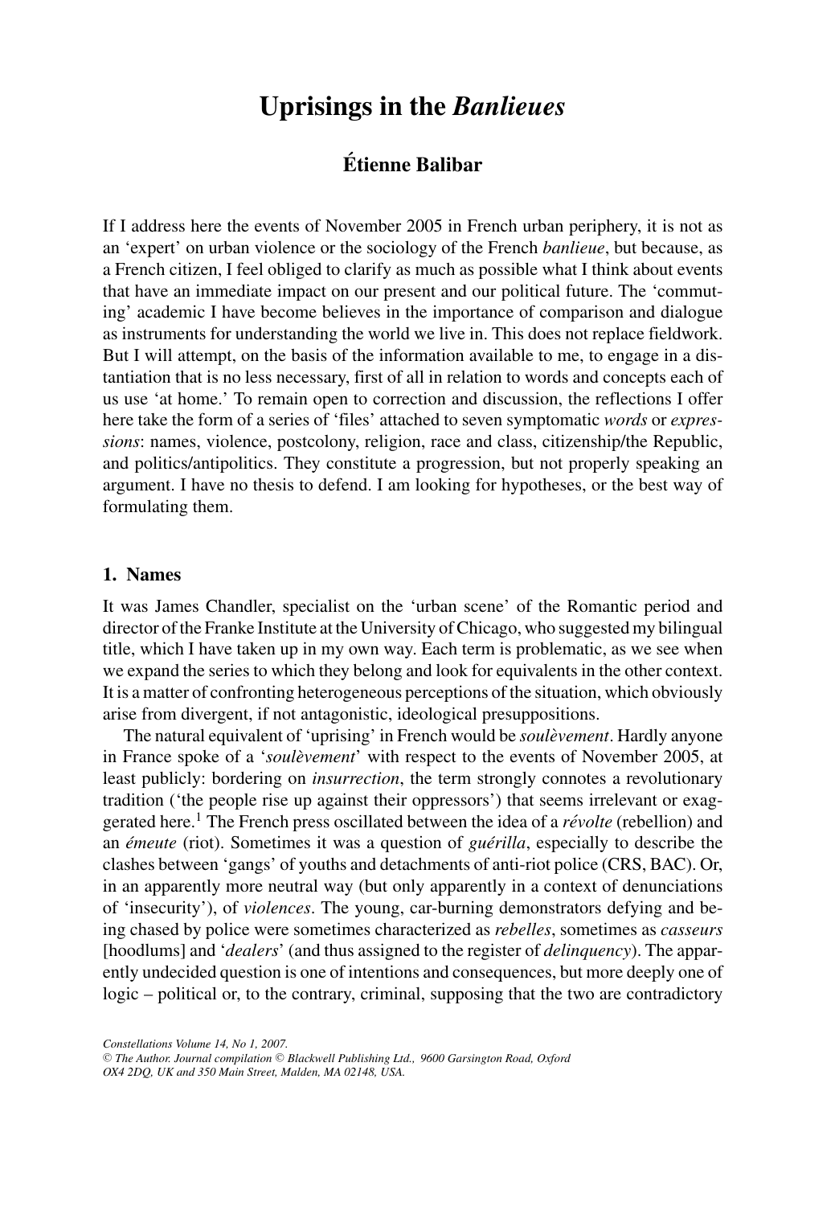# Uprisings in the *Banlieues*

**Étienne Balibar**

If I address here the events of November 2005 in French urban periphery, it is not as an 'expert' on urban violence or the sociology of the French *banlieue*, but because, as a French citizen, I feel obliged to clarify as much as possible what I think about events that have an immediate impact on our present and our political future. The 'commuting' academic I have become believes in the importance of comparison and dialogue as instruments for understanding the world we live in. This does not replace fieldwork. But I will attempt, on the basis of the information available to me, to engage in a distantiation that is no less necessary, first of all in relation to words and concepts each of us use 'at home.' To remain open to correction and discussion, the reflections I offer here take the form of a series of 'files' attached to seven symptomatic *words* or *expressions*: names, violence, postcolony, religion, race and class, citizenship/the Republic, and politics/antipolitics. They constitute a progression, but not properly speaking an argument. I have no thesis to defend. I am looking for hypotheses, or the best way of formulating them.

## 1. Names

It was James Chandler, specialist on the 'urban scene' of the Romantic period and director of the Franke Institute at the University of Chicago, who suggested my bilingual title, which I have taken up in my own way. Each term is problematic, as we see when we expand the series to which they belong and look for equivalents in the other context. It is a matter of confronting heterogeneous perceptions of the situation, which obviously arise from divergent, if not antagonistic, ideological presuppositions.

The natural equivalent of 'uprising' in French would be *soulèvement*. Hardly anyone in France spoke of a '*soulèvement*' with respect to the events of November 2005, at least publicly: bordering on *insurrection*, the term strongly connotes a revolutionary tradition ('the people rise up against their oppressors') that seems irrelevant or exaggerated here.[1] The French press oscillated between the idea of a *révolte* (rebellion) and an *émeute* (riot). Sometimes it was a question of *guérilla*, especially to describe the clashes between 'gangs' of youths and detachments of anti-riot police (CRS, BAC). Or, in an apparently more neutral way (but only apparently in a context of denunciations of 'insecurity'), of *violences*. The young, car-burning demonstrators defying and being chased by police were sometimes characterized as *rebelles*, sometimes as *casseurs* [hoodlums] and '*dealers*' (and thus assigned to the register of *delinquency*). The apparently undecided question is one of intentions and consequences, but more deeply one of logic – political or, to the contrary, criminal, supposing that the two are contradictory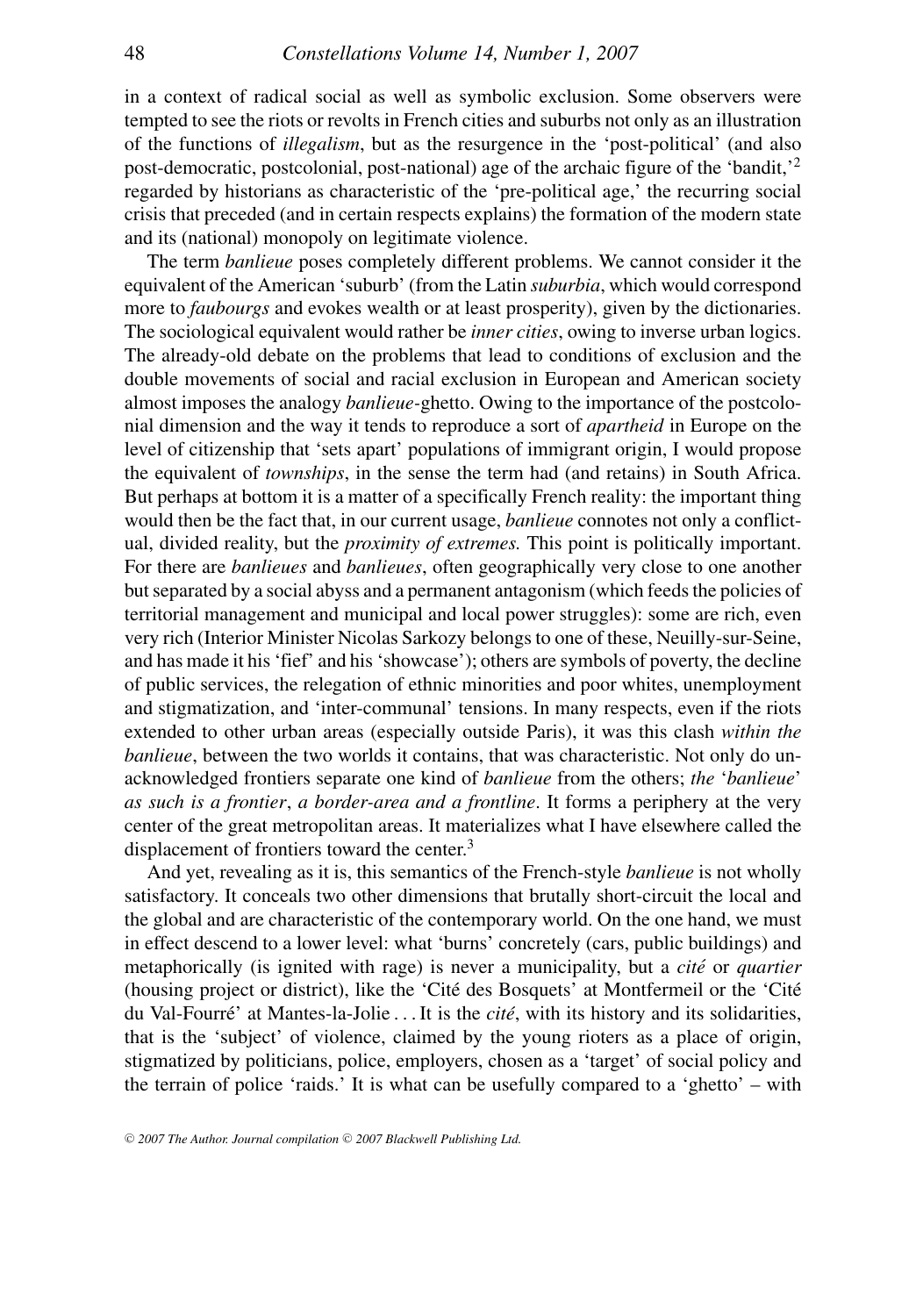in a context of radical social as well as symbolic exclusion. Some observers were tempted to see the riots or revolts in French cities and suburbs not only as an illustration of the functions of *illegalism*, but as the resurgence in the 'post-political' (and also post-democratic, postcolonial, post-national) age of the archaic figure of the 'bandit,'[2] regarded by historians as characteristic of the 'pre-political age,' the recurring social crisis that preceded (and in certain respects explains) the formation of the modern state and its (national) monopoly on legitimate violence.

The term *banlieue* poses completely different problems. We cannot consider it the equivalent of the American 'suburb' (from the Latin *suburbia*, which would correspond more to *faubourgs* and evokes wealth or at least prosperity), given by the dictionaries. The sociological equivalent would rather be *inner cities*, owing to inverse urban logics. The already-old debate on the problems that lead to conditions of exclusion and the double movements of social and racial exclusion in European and American society almost imposes the analogy *banlieue*-ghetto. Owing to the importance of the postcolonial dimension and the way it tends to reproduce a sort of *apartheid* in Europe on the level of citizenship that 'sets apart' populations of immigrant origin, I would propose the equivalent of *townships*, in the sense the term had (and retains) in South Africa. But perhaps at bottom it is a matter of a specifically French reality: the important thing would then be the fact that, in our current usage, *banlieue* connotes not only a conflictual, divided reality, but the *proximity of extremes.* This point is politically important. For there are *banlieues* and *banlieues*, often geographically very close to one another but separated by a social abyss and a permanent antagonism (which feeds the policies of territorial management and municipal and local power struggles): some are rich, even very rich (Interior Minister Nicolas Sarkozy belongs to one of these, Neuilly-sur-Seine, and has made it his 'fief' and his 'showcase'); others are symbols of poverty, the decline of public services, the relegation of ethnic minorities and poor whites, unemployment and stigmatization, and 'inter-communal' tensions. In many respects, even if the riots extended to other urban areas (especially outside Paris), it was this clash *within the banlieue*, between the two worlds it contains, that was characteristic. Not only do unacknowledged frontiers separate one kind of *banlieue* from the others; *the 'banlieue' as such is a frontier*, *a border-area and a frontline*. It forms a periphery at the very center of the great metropolitan areas. It materializes what I have elsewhere called the displacement of frontiers toward the center.[3]

And yet, revealing as it is, this semantics of the French-style *banlieue* is not wholly satisfactory. It conceals two other dimensions that brutally short-circuit the local and the global and are characteristic of the contemporary world. On the one hand, we must in effect descend to a lower level: what 'burns' concretely (cars, public buildings) and metaphorically (is ignited with rage) is never a municipality, but a *cité* or *quartier* (housing project or district), like the 'Cité des Bosquets' at Montfermeil or the 'Cité du Val-Fourré' at Mantes-la-Jolie . . . It is the *cité*, with its history and its solidarities, that is the 'subject' of violence, claimed by the young rioters as a place of origin, stigmatized by politicians, police, employers, chosen as a 'target' of social policy and the terrain of police 'raids.' It is what can be usefully compared to a 'ghetto' – with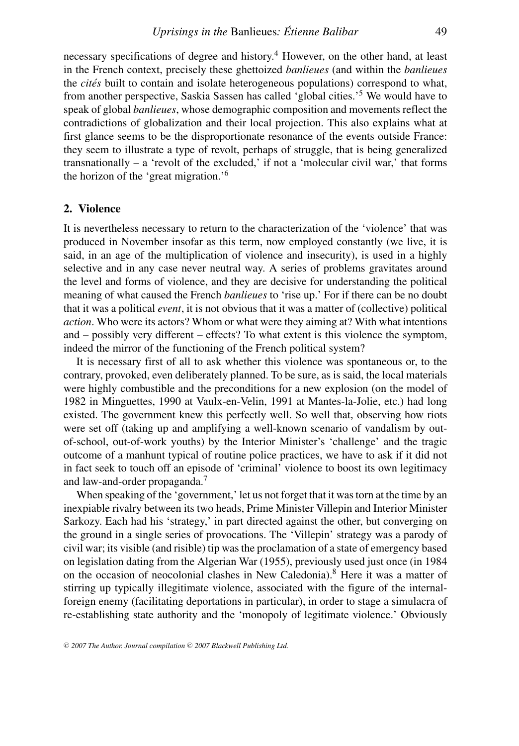necessary specifications of degree and history.[4] However, on the other hand, at least in the French context, precisely these ghettoized *banlieues* (and within the *banlieues* the *cités* built to contain and isolate heterogeneous populations) correspond to what, from another perspective, Saskia Sassen has called 'global cities.'[5] We would have to speak of global *banlieues*, whose demographic composition and movements reflect the contradictions of globalization and their local projection. This also explains what at first glance seems to be the disproportionate resonance of the events outside France: they seem to illustrate a type of revolt, perhaps of struggle, that is being generalized transnationally – a 'revolt of the excluded,' if not a 'molecular civil war,' that forms the horizon of the 'great migration.'[6]

## 2. Violence

It is nevertheless necessary to return to the characterization of the 'violence' that was produced in November insofar as this term, now employed constantly (we live, it is said, in an age of the multiplication of violence and insecurity), is used in a highly selective and in any case never neutral way. A series of problems gravitates around the level and forms of violence, and they are decisive for understanding the political meaning of what caused the French *banlieues* to 'rise up.' For if there can be no doubt that it was a political *event*, it is not obvious that it was a matter of (collective) political *action*. Who were its actors? Whom or what were they aiming at? With what intentions and – possibly very different – effects? To what extent is this violence the symptom, indeed the mirror of the functioning of the French political system?

It is necessary first of all to ask whether this violence was spontaneous or, to the contrary, provoked, even deliberately planned. To be sure, as is said, the local materials were highly combustible and the preconditions for a new explosion (on the model of 1982 in Minguettes, 1990 at Vaulx-en-Velin, 1991 at Mantes-la-Jolie, etc.) had long existed. The government knew this perfectly well. So well that, observing how riots were set off (taking up and amplifying a well-known scenario of vandalism by out-of-school, out-of-work youths) by the Interior Minister's 'challenge' and the tragic outcome of a manhunt typical of routine police practices, we have to ask if it did not in fact seek to touch off an episode of 'criminal' violence to boost its own legitimacy and law-and-order propaganda.[7]

When speaking of the 'government,' let us not forget that it was torn at the time by an inexpiable rivalry between its two heads, Prime Minister Villepin and Interior Minister Sarkozy. Each had his 'strategy,' in part directed against the other, but converging on the ground in a single series of provocations. The 'Villepin' strategy was a parody of civil war; its visible (and risible) tip was the proclamation of a state of emergency based on legislation dating from the Algerian War (1955), previously used just once (in 1984 on the occasion of neocolonial clashes in New Caledonia).[8] Here it was a matter of stirring up typically illegitimate violence, associated with the figure of the internal-foreign enemy (facilitating deportations in particular), in order to stage a simulacra of re-establishing state authority and the 'monopoly of legitimate violence.' Obviously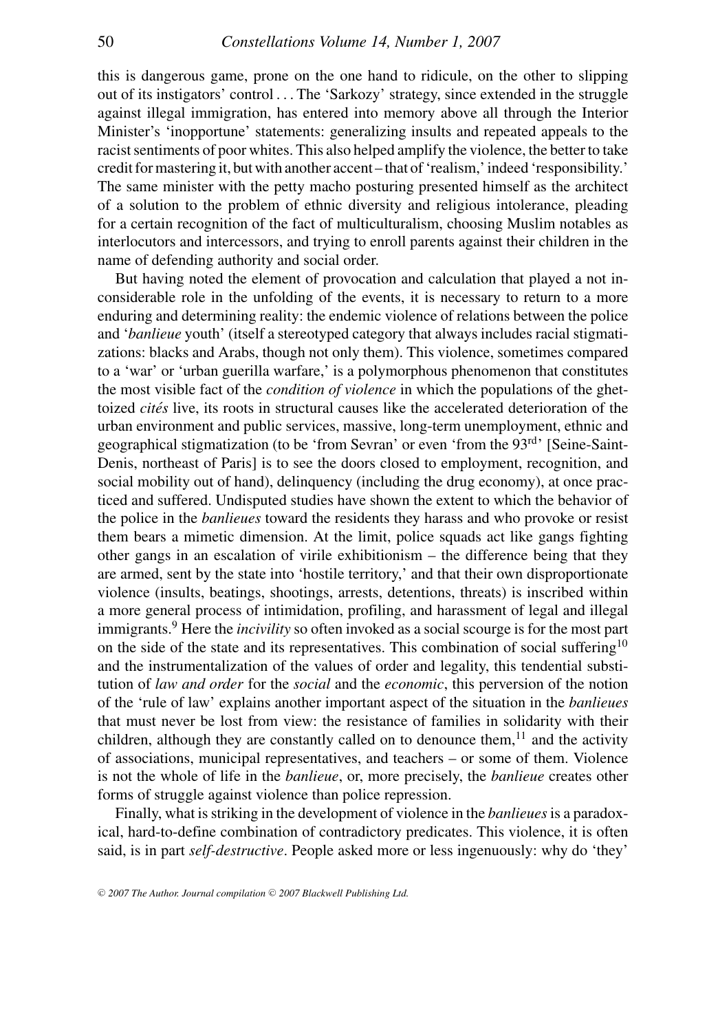this is dangerous game, prone on the one hand to ridicule, on the other to slipping out of its instigators' control . . . The 'Sarkozy' strategy, since extended in the struggle against illegal immigration, has entered into memory above all through the Interior Minister's 'inopportune' statements: generalizing insults and repeated appeals to the racist sentiments of poor whites. This also helped amplify the violence, the better to take credit for mastering it, but with another accent – that of 'realism,' indeed 'responsibility.' The same minister with the petty macho posturing presented himself as the architect of a solution to the problem of ethnic diversity and religious intolerance, pleading for a certain recognition of the fact of multiculturalism, choosing Muslim notables as interlocutors and intercessors, and trying to enroll parents against their children in the name of defending authority and social order.

But having noted the element of provocation and calculation that played a not inconsiderable role in the unfolding of the events, it is necessary to return to a more enduring and determining reality: the endemic violence of relations between the police and '*banlieue* youth' (itself a stereotyped category that always includes racial stigmatizations: blacks and Arabs, though not only them). This violence, sometimes compared to a 'war' or 'urban guerilla warfare,' is a polymorphous phenomenon that constitutes the most visible fact of the *condition of violence* in which the populations of the ghettoized *cités* live, its roots in structural causes like the accelerated deterioration of the urban environment and public services, massive, long-term unemployment, ethnic and geographical stigmatization (to be 'from Sevran' or even 'from the 93rd' [Seine-Saint-Denis, northeast of Paris] is to see the doors closed to employment, recognition, and social mobility out of hand), delinquency (including the drug economy), at once practiced and suffered. Undisputed studies have shown the extent to which the behavior of the police in the *banlieues* toward the residents they harass and who provoke or resist them bears a mimetic dimension. At the limit, police squads act like gangs fighting other gangs in an escalation of virile exhibitionism – the difference being that they are armed, sent by the state into 'hostile territory,' and that their own disproportionate violence (insults, beatings, shootings, arrests, detentions, threats) is inscribed within a more general process of intimidation, profiling, and harassment of legal and illegal immigrants.[9] Here the *incivility* so often invoked as a social scourge is for the most part on the side of the state and its representatives. This combination of social suffering[10] and the instrumentalization of the values of order and legality, this tendential substitution of *law and order* for the *social* and the *economic*, this perversion of the notion of the 'rule of law' explains another important aspect of the situation in the *banlieues* that must never be lost from view: the resistance of families in solidarity with their children, although they are constantly called on to denounce them,[11] and the activity of associations, municipal representatives, and teachers – or some of them. Violence is not the whole of life in the *banlieue*, or, more precisely, the *banlieue* creates other forms of struggle against violence than police repression.

Finally, what is striking in the development of violence in the *banlieues* is a paradoxical, hard-to-define combination of contradictory predicates. This violence, it is often said, is in part *self-destructive*. People asked more or less ingenuously: why do 'they'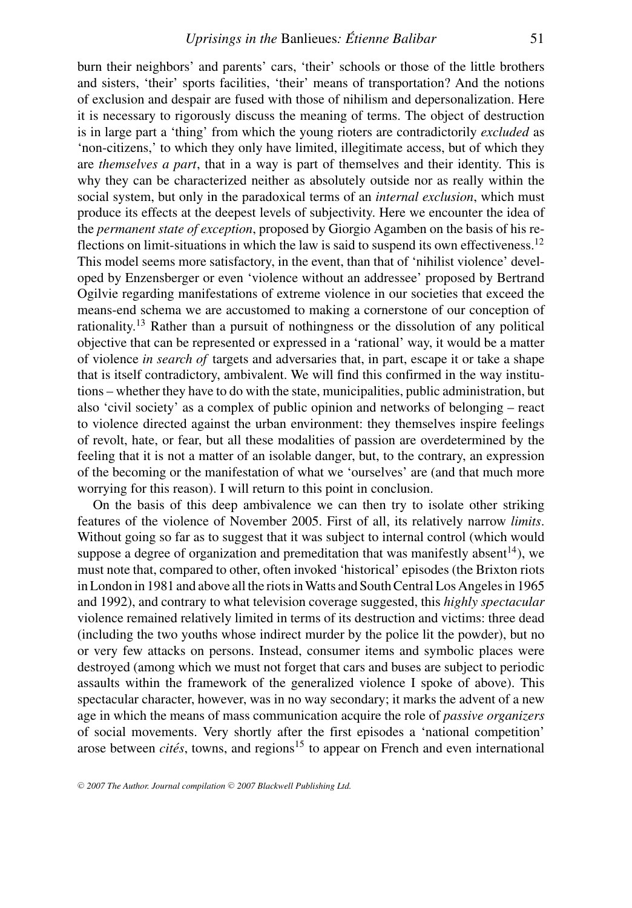burn their neighbors' and parents' cars, 'their' schools or those of the little brothers and sisters, 'their' sports facilities, 'their' means of transportation? And the notions of exclusion and despair are fused with those of nihilism and depersonalization. Here it is necessary to rigorously discuss the meaning of terms. The object of destruction is in large part a 'thing' from which the young rioters are contradictorily *excluded* as 'non-citizens,' to which they only have limited, illegitimate access, but of which they are *themselves a part*, that in a way is part of themselves and their identity. This is why they can be characterized neither as absolutely outside nor as really within the social system, but only in the paradoxical terms of an *internal exclusion*, which must produce its effects at the deepest levels of subjectivity. Here we encounter the idea of the *permanent state of exception*, proposed by Giorgio Agamben on the basis of his reflections on limit-situations in which the law is said to suspend its own effectiveness.[12] This model seems more satisfactory, in the event, than that of 'nihilist violence' developed by Enzensberger or even 'violence without an addressee' proposed by Bertrand Ogilvie regarding manifestations of extreme violence in our societies that exceed the means-end schema we are accustomed to making a cornerstone of our conception of rationality.[13] Rather than a pursuit of nothingness or the dissolution of any political objective that can be represented or expressed in a 'rational' way, it would be a matter of violence *in search of* targets and adversaries that, in part, escape it or take a shape that is itself contradictory, ambivalent. We will find this confirmed in the way institutions – whether they have to do with the state, municipalities, public administration, but also 'civil society' as a complex of public opinion and networks of belonging – react to violence directed against the urban environment: they themselves inspire feelings of revolt, hate, or fear, but all these modalities of passion are overdetermined by the feeling that it is not a matter of an isolable danger, but, to the contrary, an expression of the becoming or the manifestation of what we 'ourselves' are (and that much more worrying for this reason). I will return to this point in conclusion.

On the basis of this deep ambivalence we can then try to isolate other striking features of the violence of November 2005. First of all, its relatively narrow *limits*. Without going so far as to suggest that it was subject to internal control (which would suppose a degree of organization and premeditation that was manifestly absent[14]), we must note that, compared to other, often invoked 'historical' episodes (the Brixton riots in London in 1981 and above all the riots in Watts and South Central Los Angeles in 1965 and 1992), and contrary to what television coverage suggested, this *highly spectacular* violence remained relatively limited in terms of its destruction and victims: three dead (including the two youths whose indirect murder by the police lit the powder), but no or very few attacks on persons. Instead, consumer items and symbolic places were destroyed (among which we must not forget that cars and buses are subject to periodic assaults within the framework of the generalized violence I spoke of above). This spectacular character, however, was in no way secondary; it marks the advent of a new age in which the means of mass communication acquire the role of *passive organizers* of social movements. Very shortly after the first episodes a 'national competition' arose between *cités*, towns, and regions[15] to appear on French and even international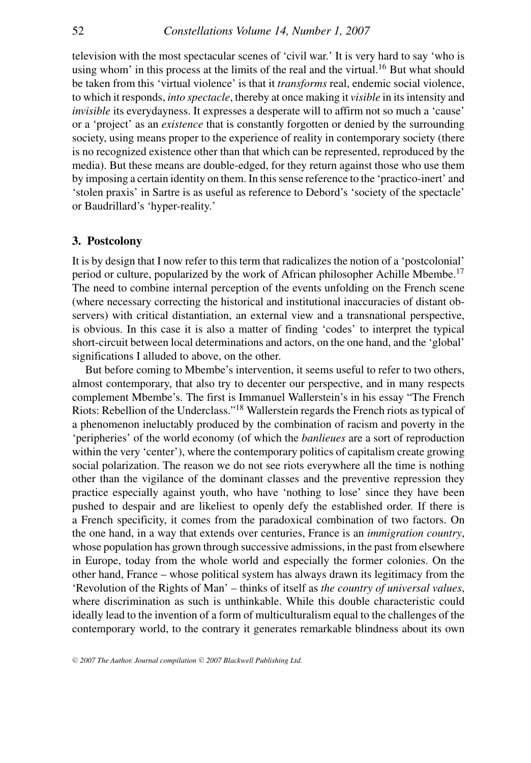television with the most spectacular scenes of 'civil war.' It is very hard to say 'who is using whom' in this process at the limits of the real and the virtual.[16] But what should be taken from this 'virtual violence' is that it *transforms* real, endemic social violence, to which it responds, *into spectacle*, thereby at once making it *visible* in its intensity and *invisible* its everydayness. It expresses a desperate will to affirm not so much a 'cause' or a 'project' as an *existence* that is constantly forgotten or denied by the surrounding society, using means proper to the experience of reality in contemporary society (there is no recognized existence other than that which can be represented, reproduced by the media). But these means are double-edged, for they return against those who use them by imposing a certain identity on them. In this sense reference to the 'practico-inert' and 'stolen praxis' in Sartre is as useful as reference to Debord's 'society of the spectacle' or Baudrillard's 'hyper-reality.'

## 3. Postcolony

It is by design that I now refer to this term that radicalizes the notion of a 'postcolonial' period or culture, popularized by the work of African philosopher Achille Mbembe.[17] The need to combine internal perception of the events unfolding on the French scene (where necessary correcting the historical and institutional inaccuracies of distant observers) with critical distantiation, an external view and a transnational perspective, is obvious. In this case it is also a matter of finding 'codes' to interpret the typical short-circuit between local determinations and actors, on the one hand, and the 'global' significations I alluded to above, on the other.

But before coming to Mbembe's intervention, it seems useful to refer to two others, almost contemporary, that also try to decenter our perspective, and in many respects complement Mbembe's. The first is Immanuel Wallerstein's in his essay "The French Riots: Rebellion of the Underclass."[18] Wallerstein regards the French riots as typical of a phenomenon ineluctably produced by the combination of racism and poverty in the 'peripheries' of the world economy (of which the *banlieues* are a sort of reproduction within the very 'center'), where the contemporary politics of capitalism create growing social polarization. The reason we do not see riots everywhere all the time is nothing other than the vigilance of the dominant classes and the preventive repression they practice especially against youth, who have 'nothing to lose' since they have been pushed to despair and are likeliest to openly defy the established order. If there is a French specificity, it comes from the paradoxical combination of two factors. On the one hand, in a way that extends over centuries, France is an *immigration country*, whose population has grown through successive admissions, in the past from elsewhere in Europe, today from the whole world and especially the former colonies. On the other hand, France – whose political system has always drawn its legitimacy from the 'Revolution of the Rights of Man' – thinks of itself as *the country of universal values*, where discrimination as such is unthinkable. While this double characteristic could ideally lead to the invention of a form of multiculturalism equal to the challenges of the contemporary world, to the contrary it generates remarkable blindness about its own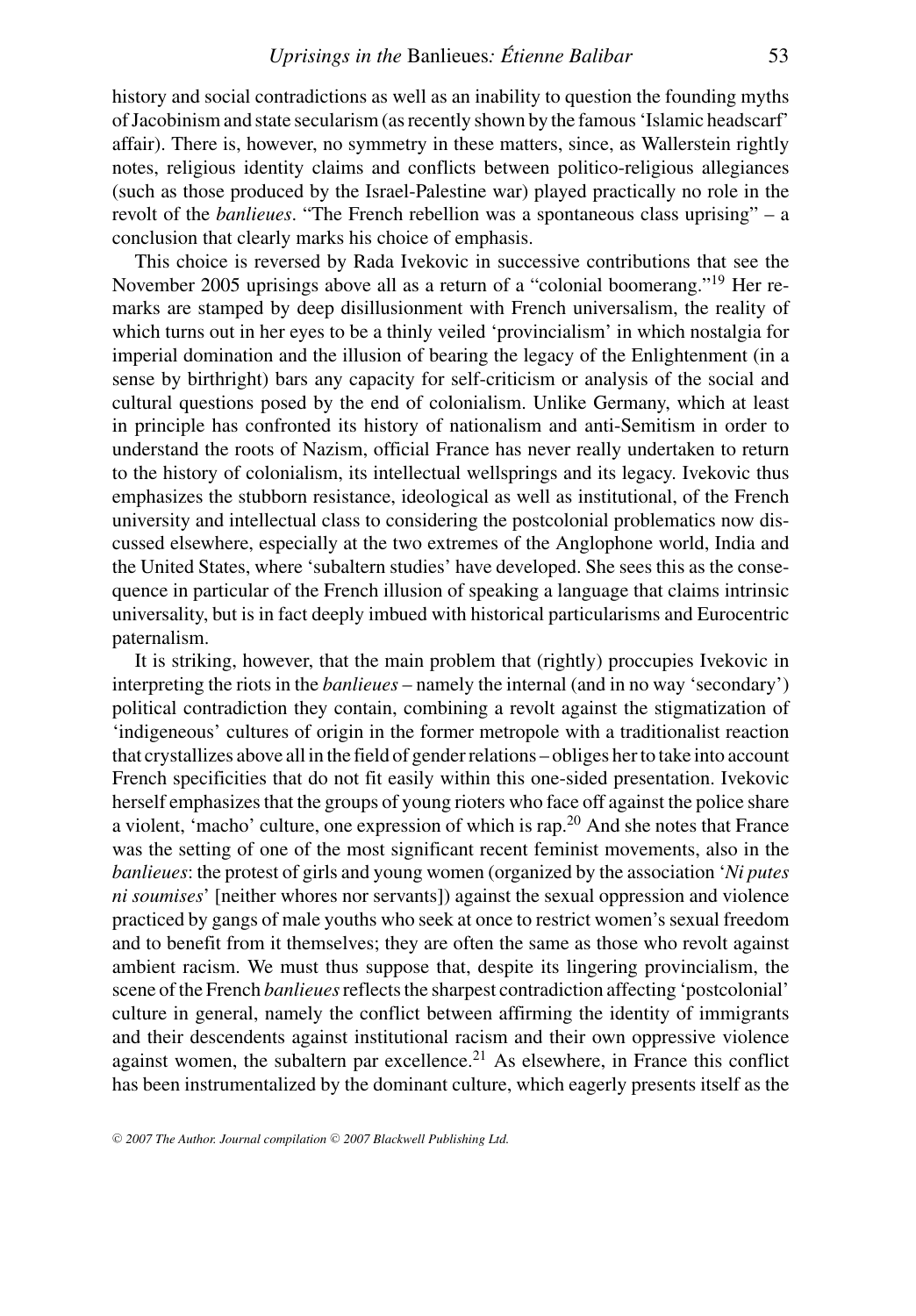history and social contradictions as well as an inability to question the founding myths of Jacobinism and state secularism (as recently shown by the famous 'Islamic headscarf' affair). There is, however, no symmetry in these matters, since, as Wallerstein rightly notes, religious identity claims and conflicts between politico-religious allegiances (such as those produced by the Israel-Palestine war) played practically no role in the revolt of the *banlieues*. "The French rebellion was a spontaneous class uprising" – a conclusion that clearly marks his choice of emphasis.

This choice is reversed by Rada Ivekovic in successive contributions that see the November 2005 uprisings above all as a return of a "colonial boomerang."[19] Her remarks are stamped by deep disillusionment with French universalism, the reality of which turns out in her eyes to be a thinly veiled 'provincialism' in which nostalgia for imperial domination and the illusion of bearing the legacy of the Enlightenment (in a sense by birthright) bars any capacity for self-criticism or analysis of the social and cultural questions posed by the end of colonialism. Unlike Germany, which at least in principle has confronted its history of nationalism and anti-Semitism in order to understand the roots of Nazism, official France has never really undertaken to return to the history of colonialism, its intellectual wellsprings and its legacy. Ivekovic thus emphasizes the stubborn resistance, ideological as well as institutional, of the French university and intellectual class to considering the postcolonial problematics now discussed elsewhere, especially at the two extremes of the Anglophone world, India and the United States, where 'subaltern studies' have developed. She sees this as the consequence in particular of the French illusion of speaking a language that claims intrinsic universality, but is in fact deeply imbued with historical particularisms and Eurocentric paternalism.

It is striking, however, that the main problem that (rightly) proccupies Ivekovic in interpreting the riots in the *banlieues* – namely the internal (and in no way 'secondary') political contradiction they contain, combining a revolt against the stigmatization of 'indigeneous' cultures of origin in the former metropole with a traditionalist reaction that crystallizes above all in the field of gender relations – obliges her to take into account French specificities that do not fit easily within this one-sided presentation. Ivekovic herself emphasizes that the groups of young rioters who face off against the police share a violent, 'macho' culture, one expression of which is rap.[20] And she notes that France was the setting of one of the most significant recent feminist movements, also in the *banlieues*: the protest of girls and young women (organized by the association '*Ni putes ni soumises*' [neither whores nor servants]) against the sexual oppression and violence practiced by gangs of male youths who seek at once to restrict women's sexual freedom and to benefit from it themselves; they are often the same as those who revolt against ambient racism. We must thus suppose that, despite its lingering provincialism, the scene of the French *banlieues* reflects the sharpest contradiction affecting 'postcolonial' culture in general, namely the conflict between affirming the identity of immigrants and their descendents against institutional racism and their own oppressive violence against women, the subaltern par excellence.[21] As elsewhere, in France this conflict has been instrumentalized by the dominant culture, which eagerly presents itself as the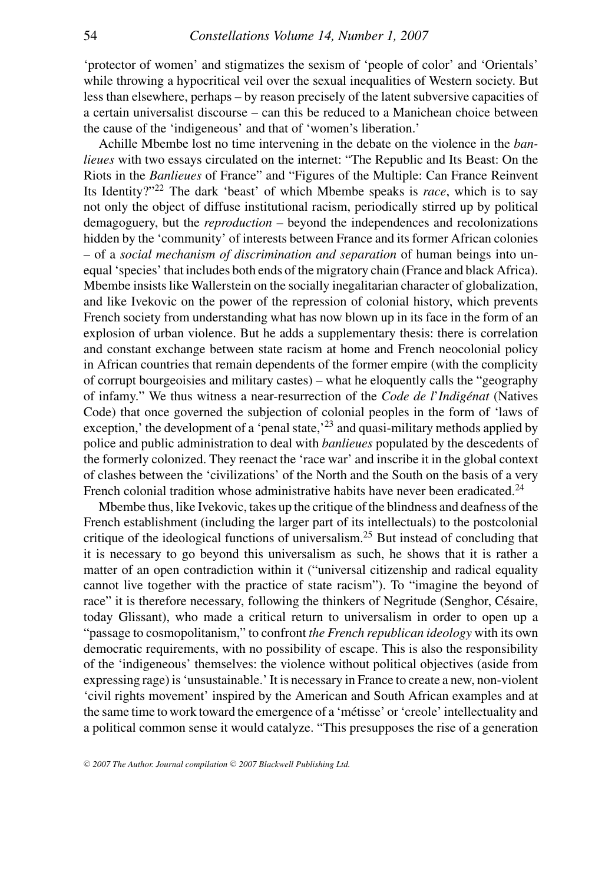'protector of women' and stigmatizes the sexism of 'people of color' and 'Orientals' while throwing a hypocritical veil over the sexual inequalities of Western society. But less than elsewhere, perhaps – by reason precisely of the latent subversive capacities of a certain universalist discourse – can this be reduced to a Manichean choice between the cause of the 'indigeneous' and that of 'women's liberation.'

Achille Mbembe lost no time intervening in the debate on the violence in the *banlieues* with two essays circulated on the internet: "The Republic and Its Beast: On the Riots in the *Banlieues* of France" and "Figures of the Multiple: Can France Reinvent Its Identity?"[22] The dark 'beast' of which Mbembe speaks is *race*, which is to say not only the object of diffuse institutional racism, periodically stirred up by political demagoguery, but the *reproduction* – beyond the independences and recolonizations hidden by the 'community' of interests between France and its former African colonies – of a *social mechanism of discrimination and separation* of human beings into unequal 'species' that includes both ends of the migratory chain (France and black Africa). Mbembe insists like Wallerstein on the socially inegalitarian character of globalization, and like Ivekovic on the power of the repression of colonial history, which prevents French society from understanding what has now blown up in its face in the form of an explosion of urban violence. But he adds a supplementary thesis: there is correlation and constant exchange between state racism at home and French neocolonial policy in African countries that remain dependents of the former empire (with the complicity of corrupt bourgeoisies and military castes) – what he eloquently calls the "geography of infamy." We thus witness a near-resurrection of the *Code de l'Indigénat* (Natives Code) that once governed the subjection of colonial peoples in the form of 'laws of exception,' the development of a 'penal state,'[23] and quasi-military methods applied by police and public administration to deal with *banlieues* populated by the descedents of the formerly colonized. They reenact the 'race war' and inscribe it in the global context of clashes between the 'civilizations' of the North and the South on the basis of a very French colonial tradition whose administrative habits have never been eradicated.[24]

Mbembe thus, like Ivekovic, takes up the critique of the blindness and deafness of the French establishment (including the larger part of its intellectuals) to the postcolonial critique of the ideological functions of universalism.[25] But instead of concluding that it is necessary to go beyond this universalism as such, he shows that it is rather a matter of an open contradiction within it ("universal citizenship and radical equality cannot live together with the practice of state racism"). To "imagine the beyond of race" it is therefore necessary, following the thinkers of Negritude (Senghor, Césaire, today Glissant), who made a critical return to universalism in order to open up a "passage to cosmopolitanism," to confront *the French republican ideology* with its own democratic requirements, with no possibility of escape. This is also the responsibility of the 'indigeneous' themselves: the violence without political objectives (aside from expressing rage) is 'unsustainable.' It is necessary in France to create a new, non-violent 'civil rights movement' inspired by the American and South African examples and at the same time to work toward the emergence of a 'métisse' or 'creole' intellectuality and a political common sense it would catalyze. "This presupposes the rise of a generation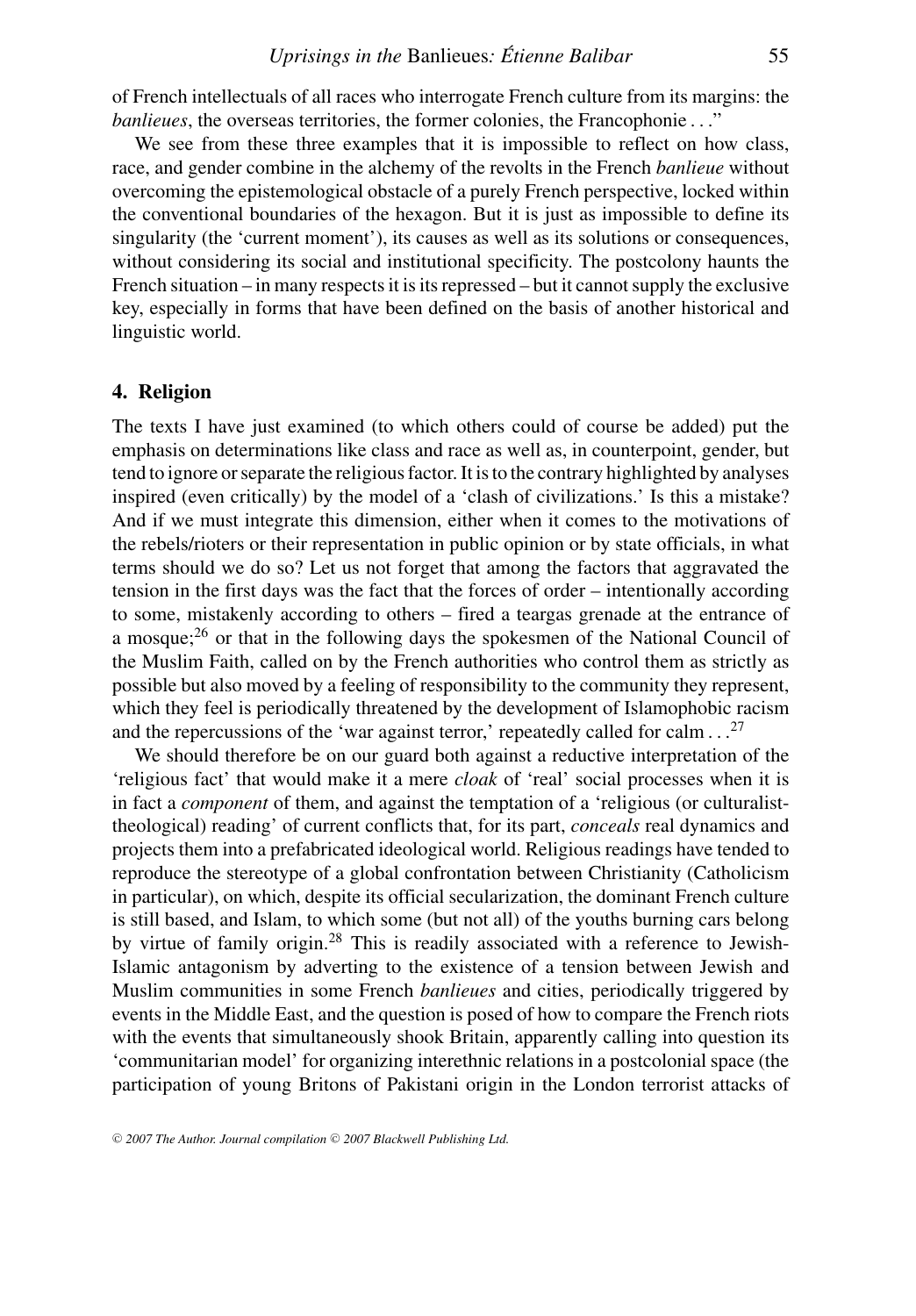of French intellectuals of all races who interrogate French culture from its margins: the *banlieues*, the overseas territories, the former colonies, the Francophonie . . ."

We see from these three examples that it is impossible to reflect on how class, race, and gender combine in the alchemy of the revolts in the French *banlieue* without overcoming the epistemological obstacle of a purely French perspective, locked within the conventional boundaries of the hexagon. But it is just as impossible to define its singularity (the 'current moment'), its causes as well as its solutions or consequences, without considering its social and institutional specificity. The postcolony haunts the French situation – in many respects it is its repressed – but it cannot supply the exclusive key, especially in forms that have been defined on the basis of another historical and linguistic world.

## 4. Religion

The texts I have just examined (to which others could of course be added) put the emphasis on determinations like class and race as well as, in counterpoint, gender, but tend to ignore or separate the religious factor. It is to the contrary highlighted by analyses inspired (even critically) by the model of a 'clash of civilizations.' Is this a mistake? And if we must integrate this dimension, either when it comes to the motivations of the rebels/rioters or their representation in public opinion or by state officials, in what terms should we do so? Let us not forget that among the factors that aggravated the tension in the first days was the fact that the forces of order – intentionally according to some, mistakenly according to others – fired a teargas grenade at the entrance of a mosque;[26] or that in the following days the spokesmen of the National Council of the Muslim Faith, called on by the French authorities who control them as strictly as possible but also moved by a feeling of responsibility to the community they represent, which they feel is periodically threatened by the development of Islamophobic racism and the repercussions of the 'war against terror,' repeatedly called for calm . . .[27]

We should therefore be on our guard both against a reductive interpretation of the 'religious fact' that would make it a mere *cloak* of 'real' social processes when it is in fact a *component* of them, and against the temptation of a 'religious (or culturalist-theological) reading' of current conflicts that, for its part, *conceals* real dynamics and projects them into a prefabricated ideological world. Religious readings have tended to reproduce the stereotype of a global confrontation between Christianity (Catholicism in particular), on which, despite its official secularization, the dominant French culture is still based, and Islam, to which some (but not all) of the youths burning cars belong by virtue of family origin.[28] This is readily associated with a reference to Jewish-Islamic antagonism by adverting to the existence of a tension between Jewish and Muslim communities in some French *banlieues* and cities, periodically triggered by events in the Middle East, and the question is posed of how to compare the French riots with the events that simultaneously shook Britain, apparently calling into question its 'communitarian model' for organizing interethnic relations in a postcolonial space (the participation of young Britons of Pakistani origin in the London terrorist attacks of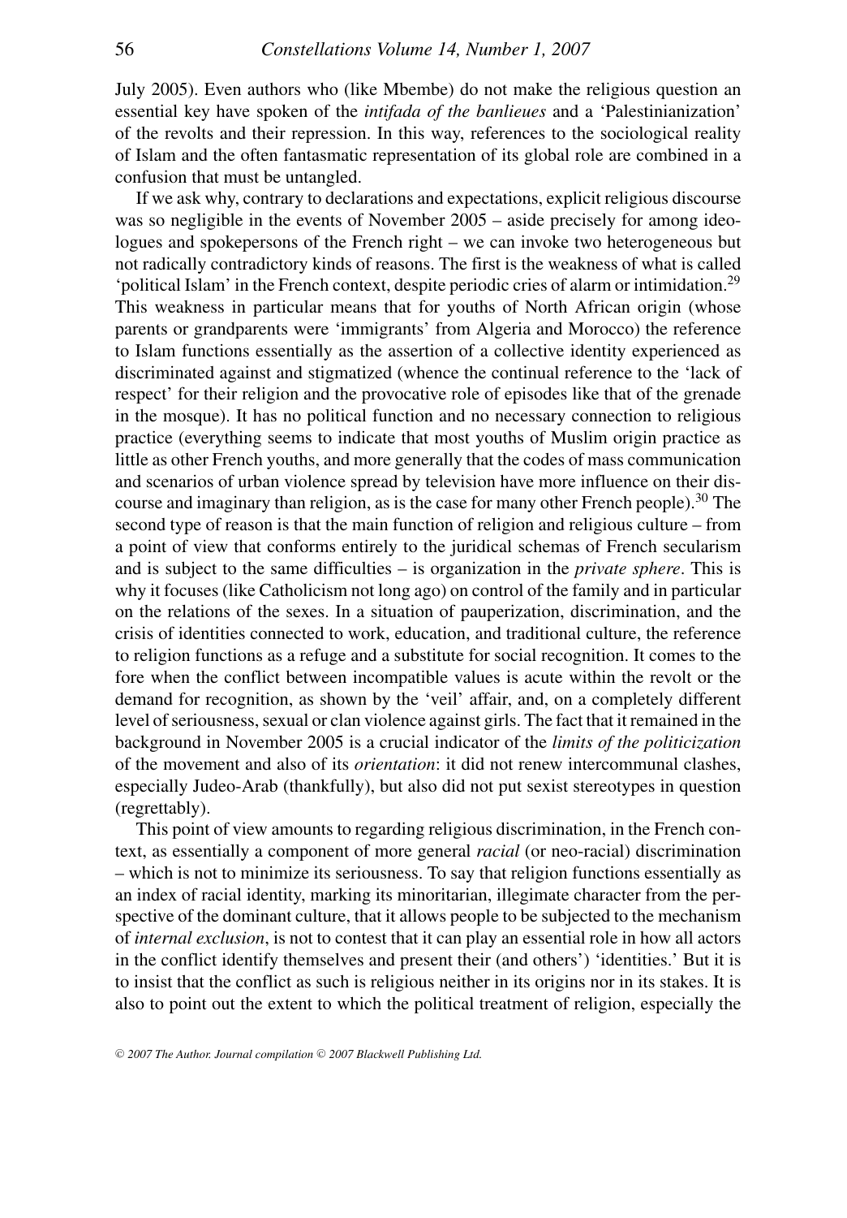July 2005). Even authors who (like Mbembe) do not make the religious question an essential key have spoken of the *intifada of the banlieues* and a 'Palestinianization' of the revolts and their repression. In this way, references to the sociological reality of Islam and the often fantasmatic representation of its global role are combined in a confusion that must be untangled.

If we ask why, contrary to declarations and expectations, explicit religious discourse was so negligible in the events of November 2005 – aside precisely for among ideologues and spokepersons of the French right – we can invoke two heterogeneous but not radically contradictory kinds of reasons. The first is the weakness of what is called 'political Islam' in the French context, despite periodic cries of alarm or intimidation.[29] This weakness in particular means that for youths of North African origin (whose parents or grandparents were 'immigrants' from Algeria and Morocco) the reference to Islam functions essentially as the assertion of a collective identity experienced as discriminated against and stigmatized (whence the continual reference to the 'lack of respect' for their religion and the provocative role of episodes like that of the grenade in the mosque). It has no political function and no necessary connection to religious practice (everything seems to indicate that most youths of Muslim origin practice as little as other French youths, and more generally that the codes of mass communication and scenarios of urban violence spread by television have more influence on their discourse and imaginary than religion, as is the case for many other French people).[30] The second type of reason is that the main function of religion and religious culture – from a point of view that conforms entirely to the juridical schemas of French secularism and is subject to the same difficulties – is organization in the *private sphere*. This is why it focuses (like Catholicism not long ago) on control of the family and in particular on the relations of the sexes. In a situation of pauperization, discrimination, and the crisis of identities connected to work, education, and traditional culture, the reference to religion functions as a refuge and a substitute for social recognition. It comes to the fore when the conflict between incompatible values is acute within the revolt or the demand for recognition, as shown by the 'veil' affair, and, on a completely different level of seriousness, sexual or clan violence against girls. The fact that it remained in the background in November 2005 is a crucial indicator of the *limits of the politicization* of the movement and also of its *orientation*: it did not renew intercommunal clashes, especially Judeo-Arab (thankfully), but also did not put sexist stereotypes in question (regrettably).

This point of view amounts to regarding religious discrimination, in the French context, as essentially a component of more general *racial* (or neo-racial) discrimination – which is not to minimize its seriousness. To say that religion functions essentially as an index of racial identity, marking its minoritarian, illegimate character from the perspective of the dominant culture, that it allows people to be subjected to the mechanism of *internal exclusion*, is not to contest that it can play an essential role in how all actors in the conflict identify themselves and present their (and others') 'identities.' But it is to insist that the conflict as such is religious neither in its origins nor in its stakes. It is also to point out the extent to which the political treatment of religion, especially the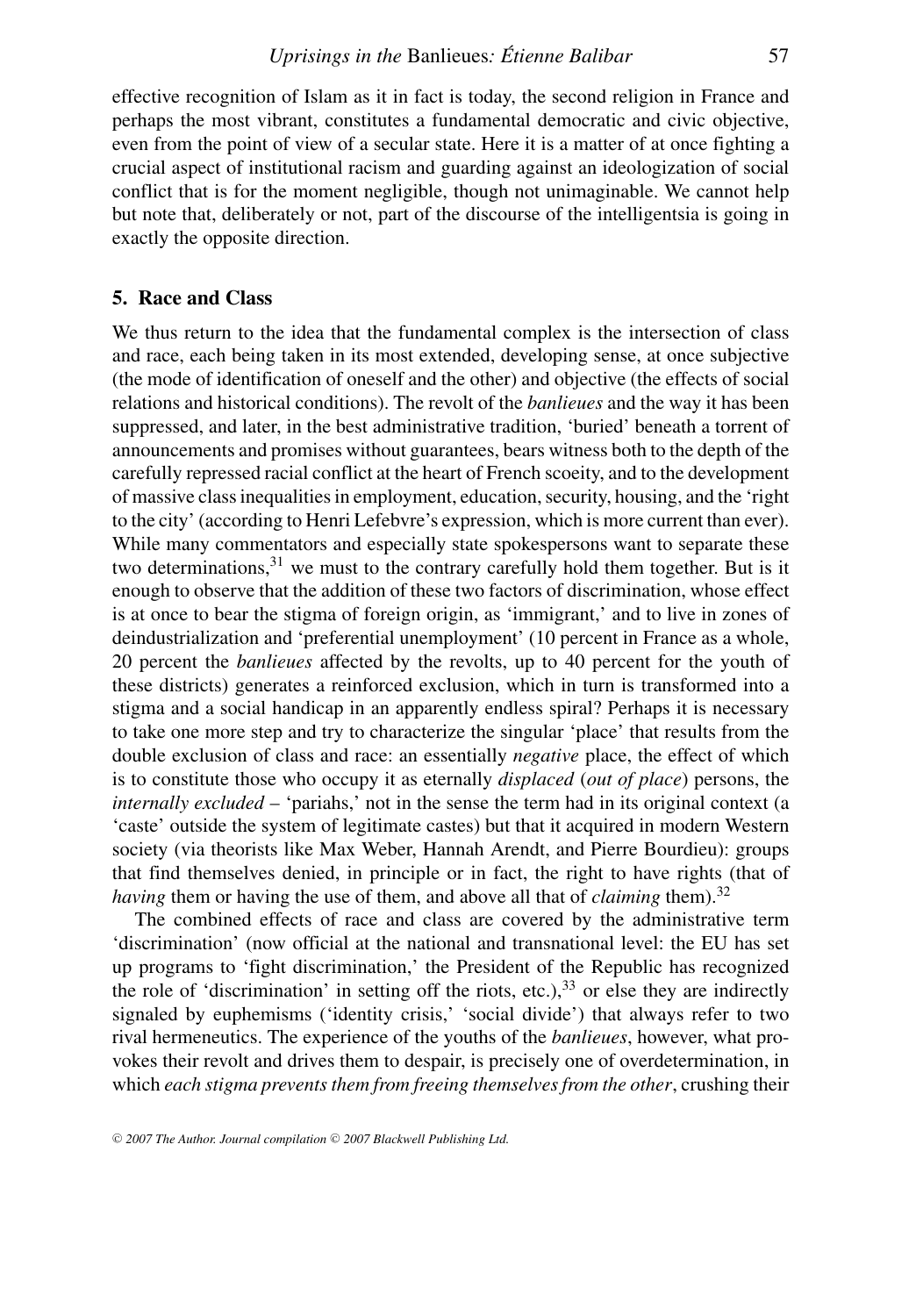effective recognition of Islam as it in fact is today, the second religion in France and perhaps the most vibrant, constitutes a fundamental democratic and civic objective, even from the point of view of a secular state. Here it is a matter of at once fighting a crucial aspect of institutional racism and guarding against an ideologization of social conflict that is for the moment negligible, though not unimaginable. We cannot help but note that, deliberately or not, part of the discourse of the intelligentsia is going in exactly the opposite direction.

## 5. Race and Class

We thus return to the idea that the fundamental complex is the intersection of class and race, each being taken in its most extended, developing sense, at once subjective (the mode of identification of oneself and the other) and objective (the effects of social relations and historical conditions). The revolt of the *banlieues* and the way it has been suppressed, and later, in the best administrative tradition, 'buried' beneath a torrent of announcements and promises without guarantees, bears witness both to the depth of the carefully repressed racial conflict at the heart of French scoeity, and to the development of massive class inequalities in employment, education, security, housing, and the 'right to the city' (according to Henri Lefebvre's expression, which is more current than ever). While many commentators and especially state spokespersons want to separate these two determinations,[31] we must to the contrary carefully hold them together. But is it enough to observe that the addition of these two factors of discrimination, whose effect is at once to bear the stigma of foreign origin, as 'immigrant,' and to live in zones of deindustrialization and 'preferential unemployment' (10 percent in France as a whole, 20 percent the *banlieues* affected by the revolts, up to 40 percent for the youth of these districts) generates a reinforced exclusion, which in turn is transformed into a stigma and a social handicap in an apparently endless spiral? Perhaps it is necessary to take one more step and try to characterize the singular 'place' that results from the double exclusion of class and race: an essentially *negative* place, the effect of which is to constitute those who occupy it as eternally *displaced* (*out of place*) persons, the *internally excluded* – 'pariahs,' not in the sense the term had in its original context (a 'caste' outside the system of legitimate castes) but that it acquired in modern Western society (via theorists like Max Weber, Hannah Arendt, and Pierre Bourdieu): groups that find themselves denied, in principle or in fact, the right to have rights (that of *having* them or having the use of them, and above all that of *claiming* them).[32]

The combined effects of race and class are covered by the administrative term 'discrimination' (now official at the national and transnational level: the EU has set up programs to 'fight discrimination,' the President of the Republic has recognized the role of 'discrimination' in setting off the riots, etc.),[33] or else they are indirectly signaled by euphemisms ('identity crisis,' 'social divide') that always refer to two rival hermeneutics. The experience of the youths of the *banlieues*, however, what provokes their revolt and drives them to despair, is precisely one of overdetermination, in which *each stigma prevents them from freeing themselves from the other*, crushing their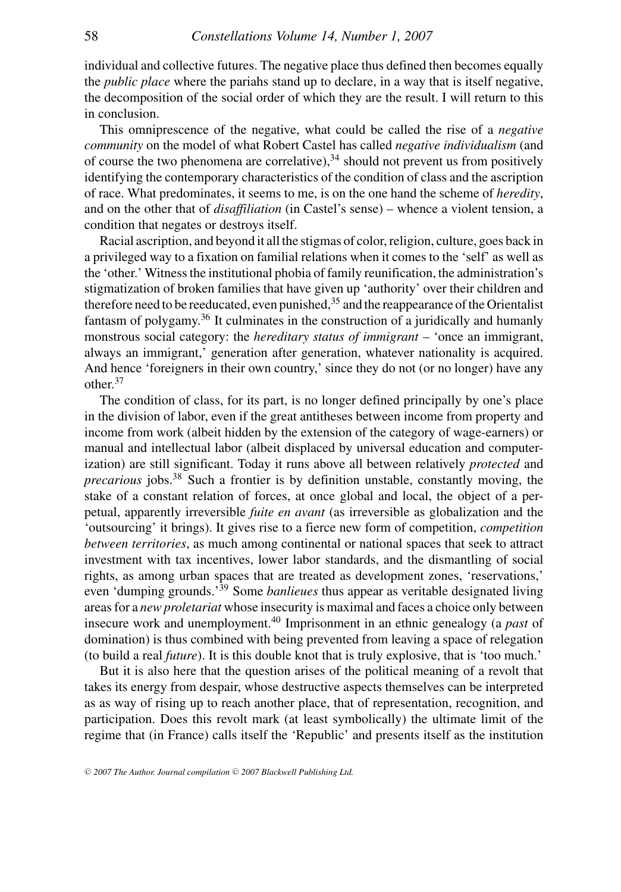individual and collective futures. The negative place thus defined then becomes equally the *public place* where the pariahs stand up to declare, in a way that is itself negative, the decomposition of the social order of which they are the result. I will return to this in conclusion.

This omnipresence of the negative, what could be called the rise of a *negative community* on the model of what Robert Castel has called *negative individualism* (and of course the two phenomena are correlative),[34] should not prevent us from positively identifying the contemporary characteristics of the condition of class and the ascription of race. What predominates, it seems to me, is on the one hand the scheme of *heredity*, and on the other that of *disaffiliation* (in Castel's sense) – whence a violent tension, a condition that negates or destroys itself.

Racial ascription, and beyond it all the stigmas of color, religion, culture, goes back in a privileged way to a fixation on familial relations when it comes to the 'self' as well as the 'other.' Witness the institutional phobia of family reunification, the administration's stigmatization of broken families that have given up 'authority' over their children and therefore need to be reeducated, even punished,[35] and the reappearance of the Orientalist fantasm of polygamy.[36] It culminates in the construction of a juridically and humanly monstrous social category: the *hereditary status of immigrant* – 'once an immigrant, always an immigrant,' generation after generation, whatever nationality is acquired. And hence 'foreigners in their own country,' since they do not (or no longer) have any other.[37]

The condition of class, for its part, is no longer defined principally by one's place in the division of labor, even if the great antitheses between income from property and income from work (albeit hidden by the extension of the category of wage-earners) or manual and intellectual labor (albeit displaced by universal education and computerization) are still significant. Today it runs above all between relatively *protected* and *precarious* jobs.[38] Such a frontier is by definition unstable, constantly moving, the stake of a constant relation of forces, at once global and local, the object of a perpetual, apparently irreversible *fuite en avant* (as irreversible as globalization and the 'outsourcing' it brings). It gives rise to a fierce new form of competition, *competition between territories*, as much among continental or national spaces that seek to attract investment with tax incentives, lower labor standards, and the dismantling of social rights, as among urban spaces that are treated as development zones, 'reservations,' even 'dumping grounds.'[39] Some *banlieues* thus appear as veritable designated living areas for a *new proletariat* whose insecurity is maximal and faces a choice only between insecure work and unemployment.[40] Imprisonment in an ethnic genealogy (a *past* of domination) is thus combined with being prevented from leaving a space of relegation (to build a real *future*). It is this double knot that is truly explosive, that is 'too much.'

But it is also here that the question arises of the political meaning of a revolt that takes its energy from despair, whose destructive aspects themselves can be interpreted as as way of rising up to reach another place, that of representation, recognition, and participation. Does this revolt mark (at least symbolically) the ultimate limit of the regime that (in France) calls itself the 'Republic' and presents itself as the institution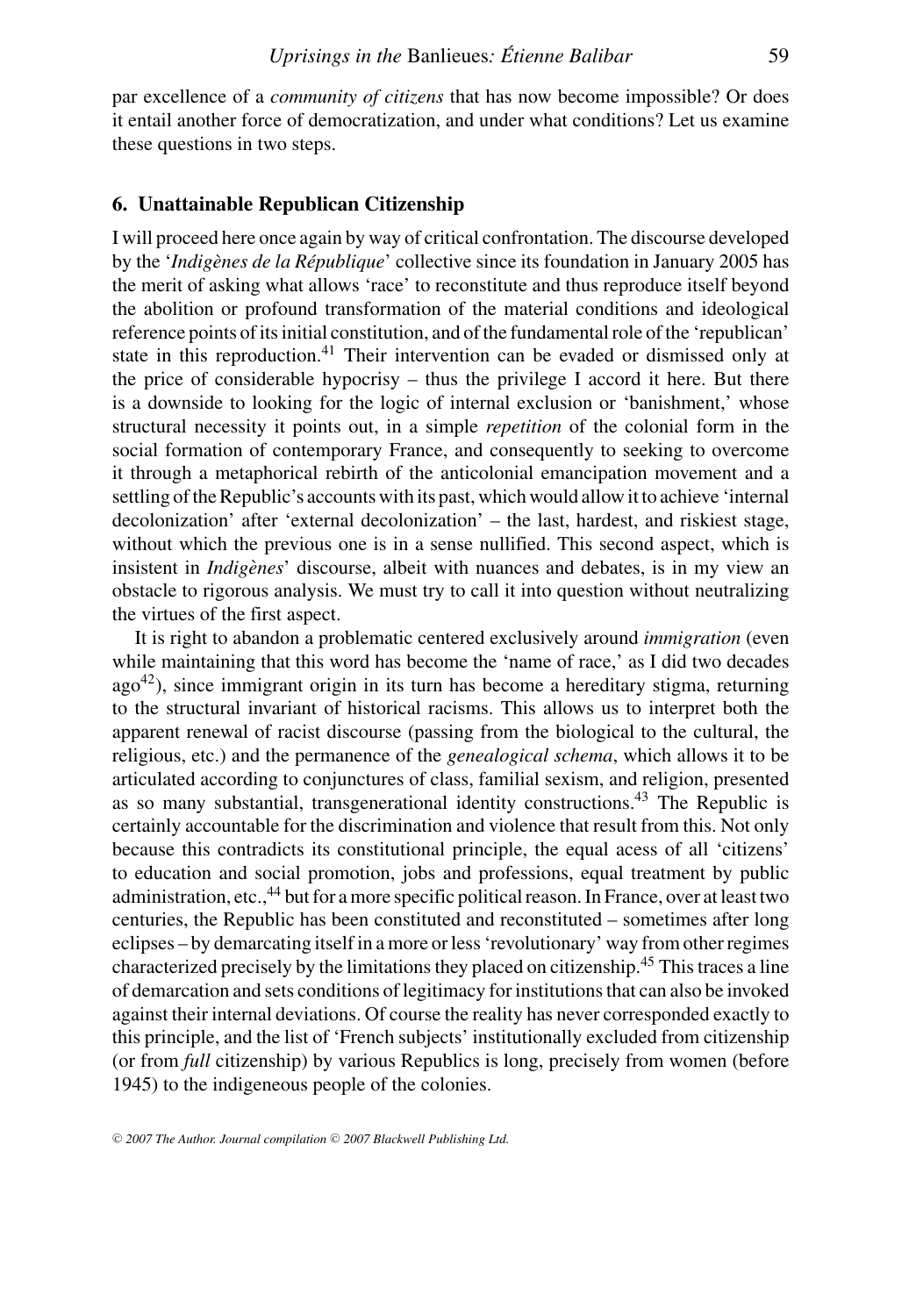par excellence of a *community of citizens* that has now become impossible? Or does it entail another force of democratization, and under what conditions? Let us examine these questions in two steps.

## 6. Unattainable Republican Citizenship

I will proceed here once again by way of critical confrontation. The discourse developed by the '*Indigènes de la République*' collective since its foundation in January 2005 has the merit of asking what allows 'race' to reconstitute and thus reproduce itself beyond the abolition or profound transformation of the material conditions and ideological reference points of its initial constitution, and of the fundamental role of the 'republican' state in this reproduction.[41] Their intervention can be evaded or dismissed only at the price of considerable hypocrisy – thus the privilege I accord it here. But there is a downside to looking for the logic of internal exclusion or 'banishment,' whose structural necessity it points out, in a simple *repetition* of the colonial form in the social formation of contemporary France, and consequently to seeking to overcome it through a metaphorical rebirth of the anticolonial emancipation movement and a settling of the Republic's accounts with its past, which would allow it to achieve 'internal decolonization' after 'external decolonization' – the last, hardest, and riskiest stage, without which the previous one is in a sense nullified. This second aspect, which is insistent in *Indigènes*' discourse, albeit with nuances and debates, is in my view an obstacle to rigorous analysis. We must try to call it into question without neutralizing the virtues of the first aspect.

It is right to abandon a problematic centered exclusively around *immigration* (even while maintaining that this word has become the 'name of race,' as I did two decades ago[42]), since immigrant origin in its turn has become a hereditary stigma, returning to the structural invariant of historical racisms. This allows us to interpret both the apparent renewal of racist discourse (passing from the biological to the cultural, the religious, etc.) and the permanence of the *genealogical schema*, which allows it to be articulated according to conjunctures of class, familial sexism, and religion, presented as so many substantial, transgenerational identity constructions.[43] The Republic is certainly accountable for the discrimination and violence that result from this. Not only because this contradicts its constitutional principle, the equal acess of all 'citizens' to education and social promotion, jobs and professions, equal treatment by public administration, etc.,[44] but for a more specific political reason. In France, over at least two centuries, the Republic has been constituted and reconstituted – sometimes after long eclipses – by demarcating itself in a more or less 'revolutionary' way from other regimes characterized precisely by the limitations they placed on citizenship.[45] This traces a line of demarcation and sets conditions of legitimacy for institutions that can also be invoked against their internal deviations. Of course the reality has never corresponded exactly to this principle, and the list of 'French subjects' institutionally excluded from citizenship (or from *full* citizenship) by various Republics is long, precisely from women (before 1945) to the indigeneous people of the colonies.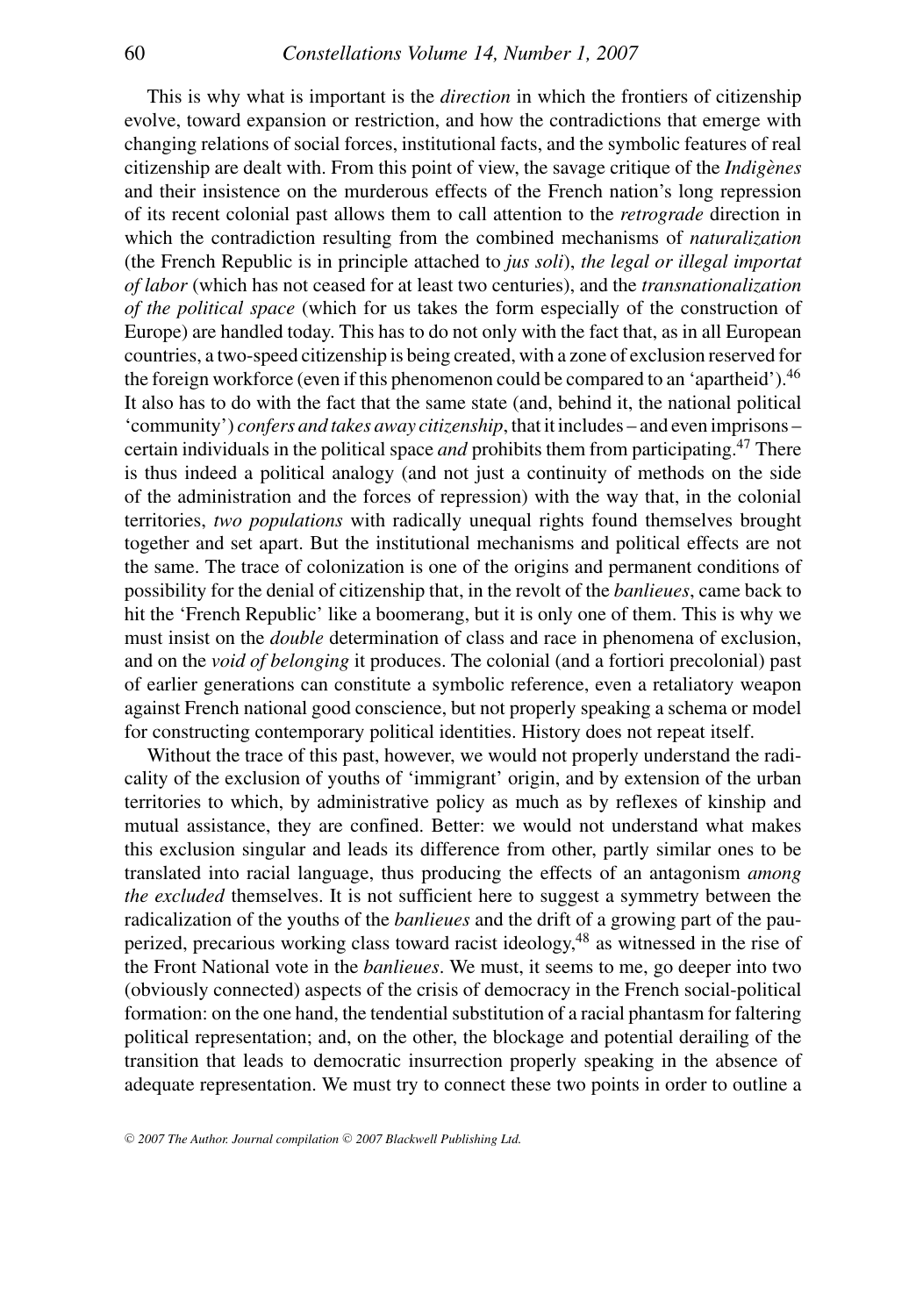This is why what is important is the *direction* in which the frontiers of citizenship evolve, toward expansion or restriction, and how the contradictions that emerge with changing relations of social forces, institutional facts, and the symbolic features of real citizenship are dealt with. From this point of view, the savage critique of the *Indigènes* and their insistence on the murderous effects of the French nation's long repression of its recent colonial past allows them to call attention to the *retrograde* direction in which the contradiction resulting from the combined mechanisms of *naturalization* (the French Republic is in principle attached to *jus soli*), *the legal or illegal importat of labor* (which has not ceased for at least two centuries), and the *transnationalization of the political space* (which for us takes the form especially of the construction of Europe) are handled today. This has to do not only with the fact that, as in all European countries, a two-speed citizenship is being created, with a zone of exclusion reserved for the foreign workforce (even if this phenomenon could be compared to an 'apartheid').[46] It also has to do with the fact that the same state (and, behind it, the national political 'community') *confers and takes away citizenship*, that it includes – and even imprisons – certain individuals in the political space *and* prohibits them from participating.[47] There is thus indeed a political analogy (and not just a continuity of methods on the side of the administration and the forces of repression) with the way that, in the colonial territories, *two populations* with radically unequal rights found themselves brought together and set apart. But the institutional mechanisms and political effects are not the same. The trace of colonization is one of the origins and permanent conditions of possibility for the denial of citizenship that, in the revolt of the *banlieues*, came back to hit the 'French Republic' like a boomerang, but it is only one of them. This is why we must insist on the *double* determination of class and race in phenomena of exclusion, and on the *void of belonging* it produces. The colonial (and a fortiori precolonial) past of earlier generations can constitute a symbolic reference, even a retaliatory weapon against French national good conscience, but not properly speaking a schema or model for constructing contemporary political identities. History does not repeat itself.

Without the trace of this past, however, we would not properly understand the radicality of the exclusion of youths of 'immigrant' origin, and by extension of the urban territories to which, by administrative policy as much as by reflexes of kinship and mutual assistance, they are confined. Better: we would not understand what makes this exclusion singular and leads its difference from other, partly similar ones to be translated into racial language, thus producing the effects of an antagonism *among the excluded* themselves. It is not sufficient here to suggest a symmetry between the radicalization of the youths of the *banlieues* and the drift of a growing part of the pauperized, precarious working class toward racist ideology,[48] as witnessed in the rise of the Front National vote in the *banlieues*. We must, it seems to me, go deeper into two (obviously connected) aspects of the crisis of democracy in the French social-political formation: on the one hand, the tendential substitution of a racial phantasm for faltering political representation; and, on the other, the blockage and potential derailing of the transition that leads to democratic insurrection properly speaking in the absence of adequate representation. We must try to connect these two points in order to outline a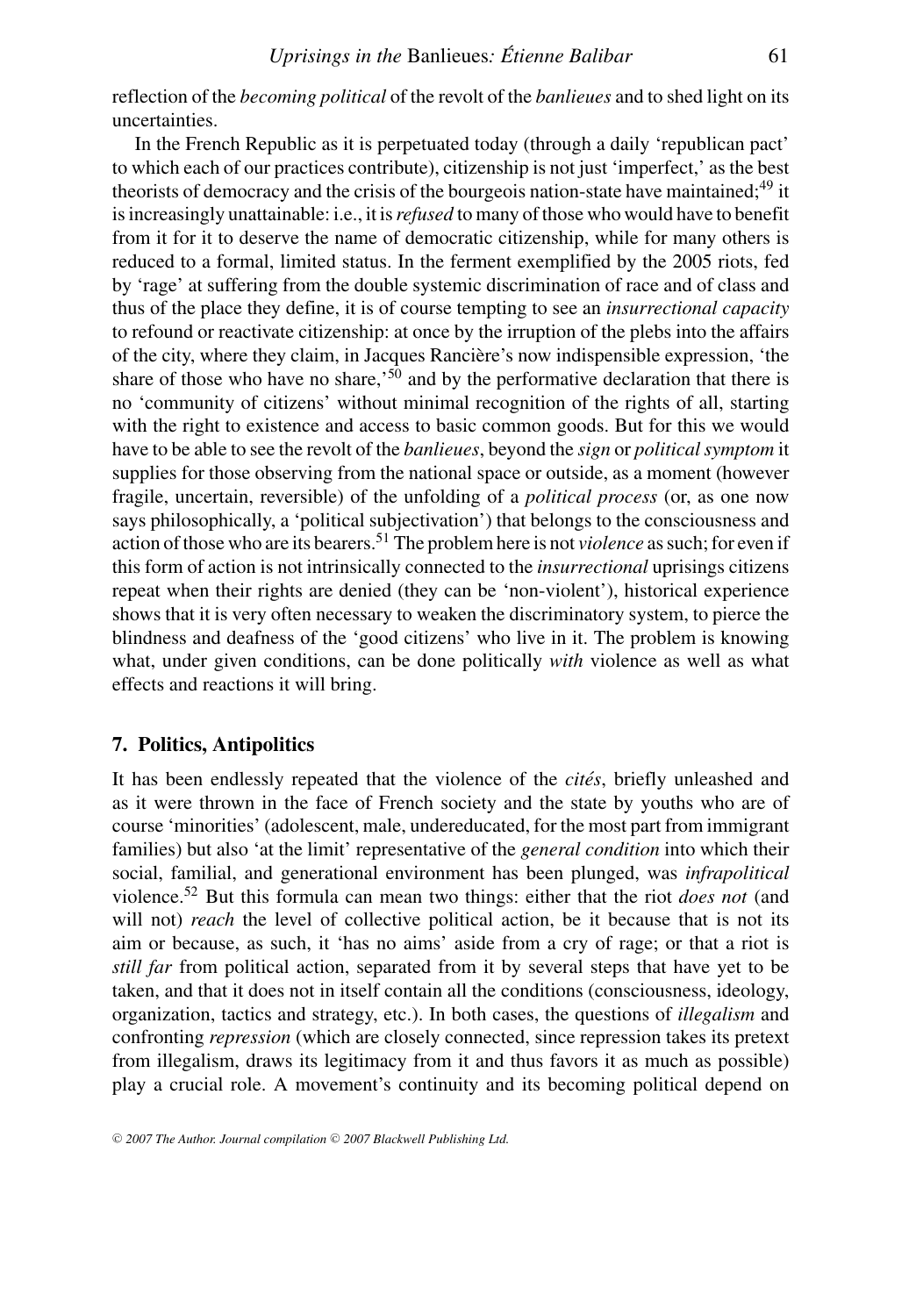reflection of the *becoming political* of the revolt of the *banlieues* and to shed light on its uncertainties.

In the French Republic as it is perpetuated today (through a daily 'republican pact' to which each of our practices contribute), citizenship is not just 'imperfect,' as the best theorists of democracy and the crisis of the bourgeois nation-state have maintained;[49] it is increasingly unattainable: i.e., it is *refused* to many of those who would have to benefit from it for it to deserve the name of democratic citizenship, while for many others is reduced to a formal, limited status. In the ferment exemplified by the 2005 riots, fed by 'rage' at suffering from the double systemic discrimination of race and of class and thus of the place they define, it is of course tempting to see an *insurrectional capacity* to refound or reactivate citizenship: at once by the irruption of the plebs into the affairs of the city, where they claim, in Jacques Rancière's now indispensible expression, 'the share of those who have no share,'[50] and by the performative declaration that there is no 'community of citizens' without minimal recognition of the rights of all, starting with the right to existence and access to basic common goods. But for this we would have to be able to see the revolt of the *banlieues*, beyond the *sign* or *political symptom* it supplies for those observing from the national space or outside, as a moment (however fragile, uncertain, reversible) of the unfolding of a *political process* (or, as one now says philosophically, a 'political subjectivation') that belongs to the consciousness and action of those who are its bearers.[51] The problem here is not *violence* as such; for even if this form of action is not intrinsically connected to the *insurrectional* uprisings citizens repeat when their rights are denied (they can be 'non-violent'), historical experience shows that it is very often necessary to weaken the discriminatory system, to pierce the blindness and deafness of the 'good citizens' who live in it. The problem is knowing what, under given conditions, can be done politically *with* violence as well as what effects and reactions it will bring.

## 7. Politics, Antipolitics

It has been endlessly repeated that the violence of the *cités*, briefly unleashed and as it were thrown in the face of French society and the state by youths who are of course 'minorities' (adolescent, male, undereducated, for the most part from immigrant families) but also 'at the limit' representative of the *general condition* into which their social, familial, and generational environment has been plunged, was *infrapolitical* violence.[52] But this formula can mean two things: either that the riot *does not* (and will not) *reach* the level of collective political action, be it because that is not its aim or because, as such, it 'has no aims' aside from a cry of rage; or that a riot is *still far* from political action, separated from it by several steps that have yet to be taken, and that it does not in itself contain all the conditions (consciousness, ideology, organization, tactics and strategy, etc.). In both cases, the questions of *illegalism* and confronting *repression* (which are closely connected, since repression takes its pretext from illegalism, draws its legitimacy from it and thus favors it as much as possible) play a crucial role. A movement's continuity and its becoming political depend on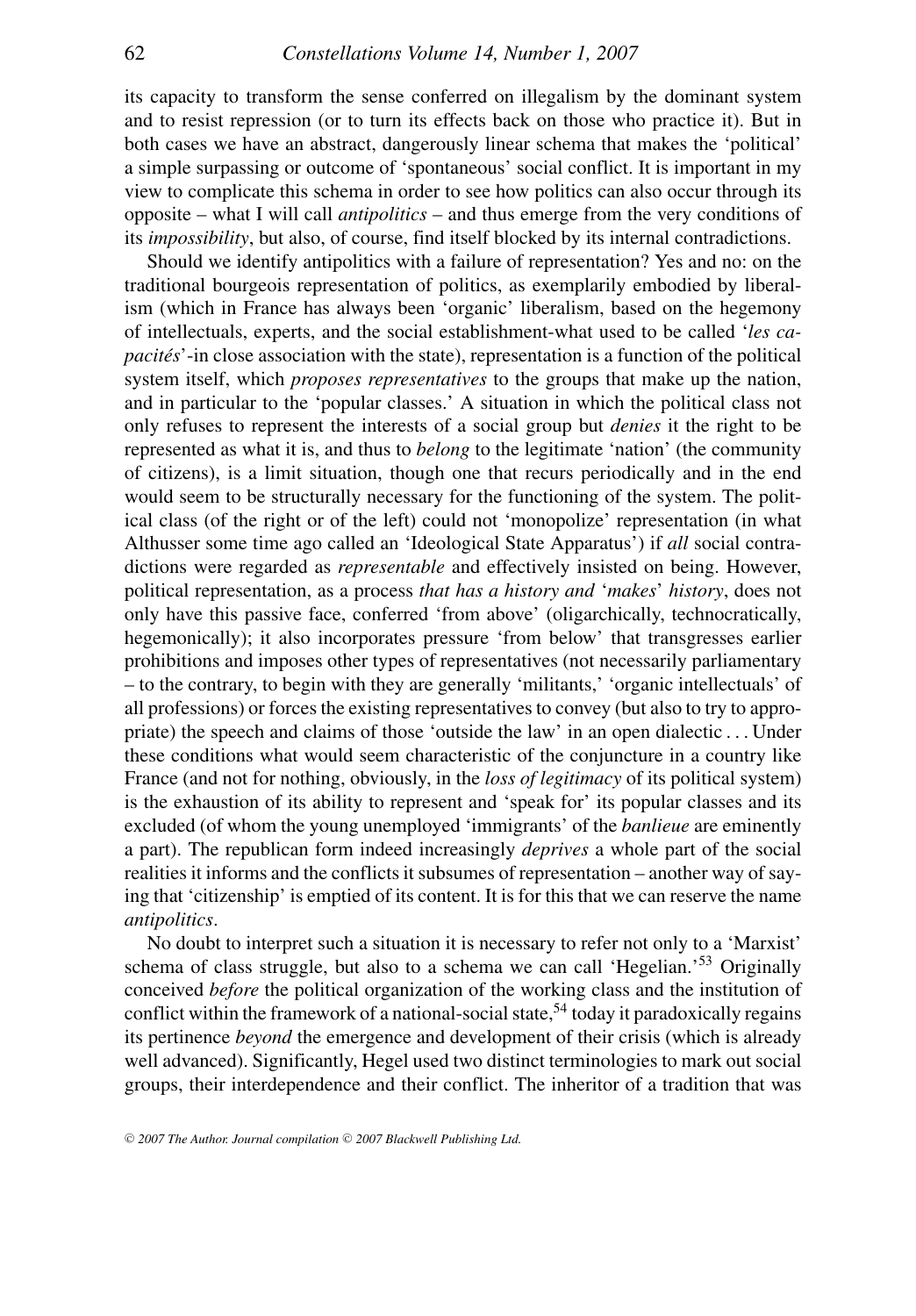its capacity to transform the sense conferred on illegalism by the dominant system and to resist repression (or to turn its effects back on those who practice it). But in both cases we have an abstract, dangerously linear schema that makes the 'political' a simple surpassing or outcome of 'spontaneous' social conflict. It is important in my view to complicate this schema in order to see how politics can also occur through its opposite – what I will call *antipolitics* – and thus emerge from the very conditions of its *impossibility*, but also, of course, find itself blocked by its internal contradictions.

Should we identify antipolitics with a failure of representation? Yes and no: on the traditional bourgeois representation of politics, as exemplarily embodied by liberalism (which in France has always been 'organic' liberalism, based on the hegemony of intellectuals, experts, and the social establishment-what used to be called '*les capacités*'-in close association with the state), representation is a function of the political system itself, which *proposes representatives* to the groups that make up the nation, and in particular to the 'popular classes.' A situation in which the political class not only refuses to represent the interests of a social group but *denies* it the right to be represented as what it is, and thus to *belong* to the legitimate 'nation' (the community of citizens), is a limit situation, though one that recurs periodically and in the end would seem to be structurally necessary for the functioning of the system. The political class (of the right or of the left) could not 'monopolize' representation (in what Althusser some time ago called an 'Ideological State Apparatus') if *all* social contradictions were regarded as *representable* and effectively insisted on being. However, political representation, as a process *that has a history and* '*makes*' *history*, does not only have this passive face, conferred 'from above' (oligarchically, technocratically, hegemonically); it also incorporates pressure 'from below' that transgresses earlier prohibitions and imposes other types of representatives (not necessarily parliamentary – to the contrary, to begin with they are generally 'militants,' 'organic intellectuals' of all professions) or forces the existing representatives to convey (but also to try to appropriate) the speech and claims of those 'outside the law' in an open dialectic . . . Under these conditions what would seem characteristic of the conjuncture in a country like France (and not for nothing, obviously, in the *loss of legitimacy* of its political system) is the exhaustion of its ability to represent and 'speak for' its popular classes and its excluded (of whom the young unemployed 'immigrants' of the *banlieue* are eminently a part). The republican form indeed increasingly *deprives* a whole part of the social realities it informs and the conflicts it subsumes of representation – another way of saying that 'citizenship' is emptied of its content. It is for this that we can reserve the name *antipolitics*.

No doubt to interpret such a situation it is necessary to refer not only to a 'Marxist' schema of class struggle, but also to a schema we can call 'Hegelian.'[53] Originally conceived *before* the political organization of the working class and the institution of conflict within the framework of a national-social state,[54] today it paradoxically regains its pertinence *beyond* the emergence and development of their crisis (which is already well advanced). Significantly, Hegel used two distinct terminologies to mark out social groups, their interdependence and their conflict. The inheritor of a tradition that was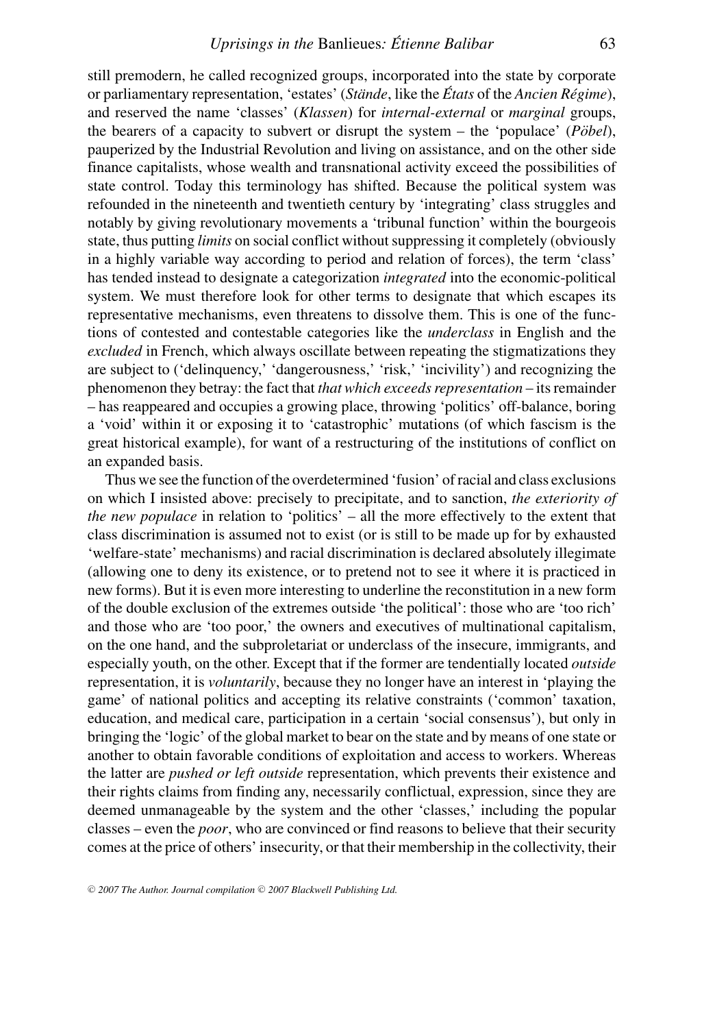still premodern, he called recognized groups, incorporated into the state by corporate or parliamentary representation, 'estates' (*Stände*, like the *États* of the *Ancien Régime*), and reserved the name 'classes' (*Klassen*) for *internal-external* or *marginal* groups, the bearers of a capacity to subvert or disrupt the system – the 'populace' (*Pöbel*), pauperized by the Industrial Revolution and living on assistance, and on the other side finance capitalists, whose wealth and transnational activity exceed the possibilities of state control. Today this terminology has shifted. Because the political system was refounded in the nineteenth and twentieth century by 'integrating' class struggles and notably by giving revolutionary movements a 'tribunal function' within the bourgeois state, thus putting *limits* on social conflict without suppressing it completely (obviously in a highly variable way according to period and relation of forces), the term 'class' has tended instead to designate a categorization *integrated* into the economic-political system. We must therefore look for other terms to designate that which escapes its representative mechanisms, even threatens to dissolve them. This is one of the functions of contested and contestable categories like the *underclass* in English and the *excluded* in French, which always oscillate between repeating the stigmatizations they are subject to ('delinquency,' 'dangerousness,' 'risk,' 'incivility') and recognizing the phenomenon they betray: the fact that *that which exceeds representation* – its remainder – has reappeared and occupies a growing place, throwing 'politics' off-balance, boring a 'void' within it or exposing it to 'catastrophic' mutations (of which fascism is the great historical example), for want of a restructuring of the institutions of conflict on an expanded basis.

Thus we see the function of the overdetermined 'fusion' of racial and class exclusions on which I insisted above: precisely to precipitate, and to sanction, *the exteriority of the new populace* in relation to 'politics' – all the more effectively to the extent that class discrimination is assumed not to exist (or is still to be made up for by exhausted 'welfare-state' mechanisms) and racial discrimination is declared absolutely illegimate (allowing one to deny its existence, or to pretend not to see it where it is practiced in new forms). But it is even more interesting to underline the reconstitution in a new form of the double exclusion of the extremes outside 'the political': those who are 'too rich' and those who are 'too poor,' the owners and executives of multinational capitalism, on the one hand, and the subproletariat or underclass of the insecure, immigrants, and especially youth, on the other. Except that if the former are tendentially located *outside* representation, it is *voluntarily*, because they no longer have an interest in 'playing the game' of national politics and accepting its relative constraints ('common' taxation, education, and medical care, participation in a certain 'social consensus'), but only in bringing the 'logic' of the global market to bear on the state and by means of one state or another to obtain favorable conditions of exploitation and access to workers. Whereas the latter are *pushed or left outside* representation, which prevents their existence and their rights claims from finding any, necessarily conflictual, expression, since they are deemed unmanageable by the system and the other 'classes,' including the popular classes – even the *poor*, who are convinced or find reasons to believe that their security comes at the price of others' insecurity, or that their membership in the collectivity, their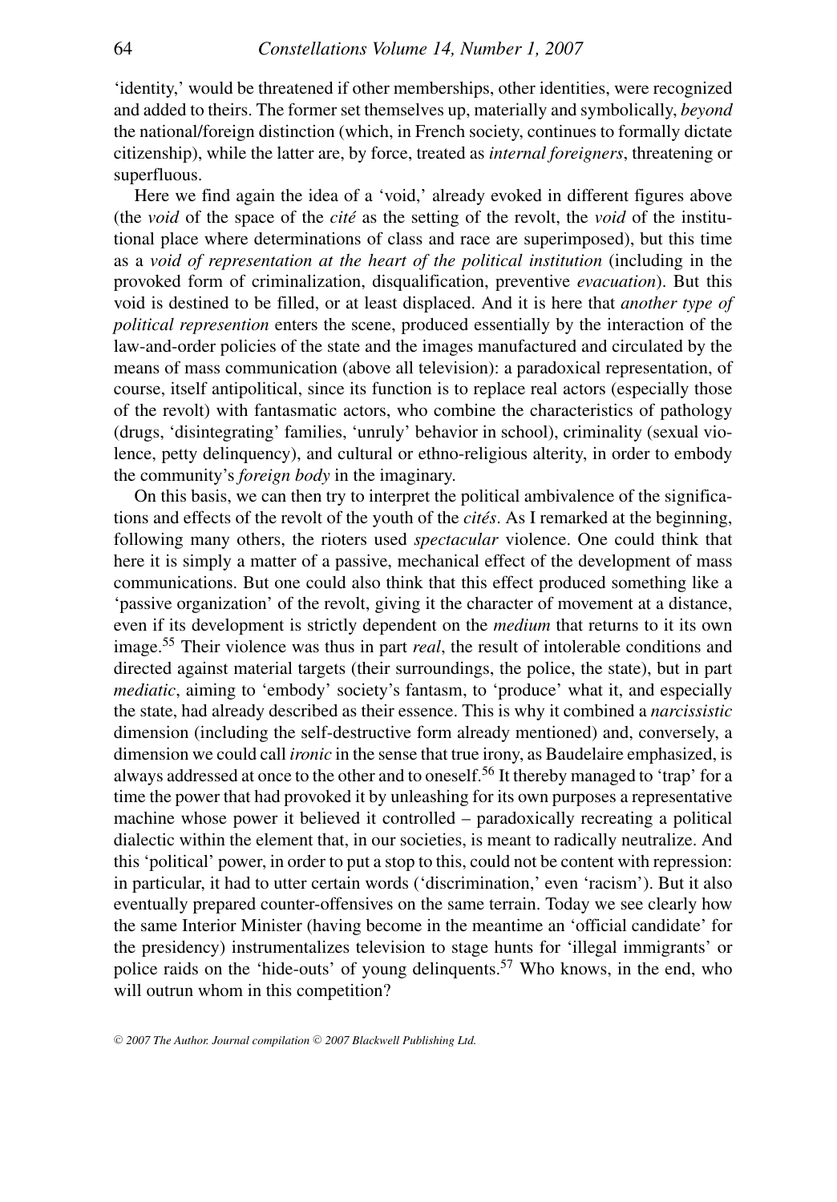'identity,' would be threatened if other memberships, other identities, were recognized and added to theirs. The former set themselves up, materially and symbolically, *beyond* the national/foreign distinction (which, in French society, continues to formally dictate citizenship), while the latter are, by force, treated as *internal foreigners*, threatening or superfluous.

Here we find again the idea of a 'void,' already evoked in different figures above (the *void* of the space of the *cité* as the setting of the revolt, the *void* of the institutional place where determinations of class and race are superimposed), but this time as a *void of representation at the heart of the political institution* (including in the provoked form of criminalization, disqualification, preventive *evacuation*). But this void is destined to be filled, or at least displaced. And it is here that *another type of political represention* enters the scene, produced essentially by the interaction of the law-and-order policies of the state and the images manufactured and circulated by the means of mass communication (above all television): a paradoxical representation, of course, itself antipolitical, since its function is to replace real actors (especially those of the revolt) with fantasmatic actors, who combine the characteristics of pathology (drugs, 'disintegrating' families, 'unruly' behavior in school), criminality (sexual violence, petty delinquency), and cultural or ethno-religious alterity, in order to embody the community's *foreign body* in the imaginary.

On this basis, we can then try to interpret the political ambivalence of the significations and effects of the revolt of the youth of the *cités*. As I remarked at the beginning, following many others, the rioters used *spectacular* violence. One could think that here it is simply a matter of a passive, mechanical effect of the development of mass communications. But one could also think that this effect produced something like a 'passive organization' of the revolt, giving it the character of movement at a distance, even if its development is strictly dependent on the *medium* that returns to it its own image.[55] Their violence was thus in part *real*, the result of intolerable conditions and directed against material targets (their surroundings, the police, the state), but in part *mediatic*, aiming to 'embody' society's fantasm, to 'produce' what it, and especially the state, had already described as their essence. This is why it combined a *narcissistic* dimension (including the self-destructive form already mentioned) and, conversely, a dimension we could call *ironic* in the sense that true irony, as Baudelaire emphasized, is always addressed at once to the other and to oneself.[56] It thereby managed to 'trap' for a time the power that had provoked it by unleashing for its own purposes a representative machine whose power it believed it controlled – paradoxically recreating a political dialectic within the element that, in our societies, is meant to radically neutralize. And this 'political' power, in order to put a stop to this, could not be content with repression: in particular, it had to utter certain words ('discrimination,' even 'racism'). But it also eventually prepared counter-offensives on the same terrain. Today we see clearly how the same Interior Minister (having become in the meantime an 'official candidate' for the presidency) instrumentalizes television to stage hunts for 'illegal immigrants' or police raids on the 'hide-outs' of young delinquents.[57] Who knows, in the end, who will outrun whom in this competition?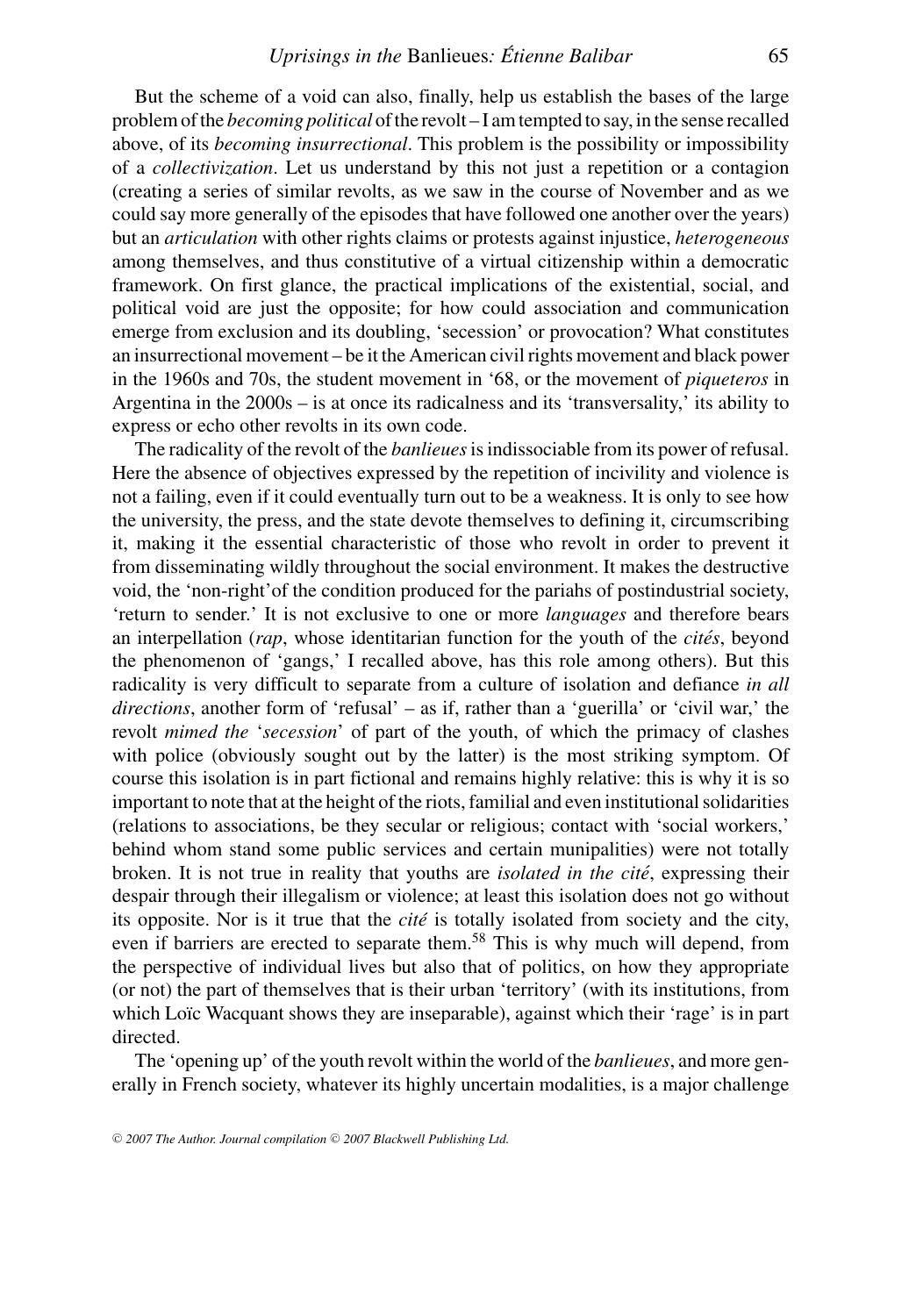But the scheme of a void can also, finally, help us establish the bases of the large problem of the *becoming political* of the revolt – I am tempted to say, in the sense recalled above, of its *becoming insurrectional*. This problem is the possibility or impossibility of a *collectivization*. Let us understand by this not just a repetition or a contagion (creating a series of similar revolts, as we saw in the course of November and as we could say more generally of the episodes that have followed one another over the years) but an *articulation* with other rights claims or protests against injustice, *heterogeneous* among themselves, and thus constitutive of a virtual citizenship within a democratic framework. On first glance, the practical implications of the existential, social, and political void are just the opposite; for how could association and communication emerge from exclusion and its doubling, 'secession' or provocation? What constitutes an insurrectional movement – be it the American civil rights movement and black power in the 1960s and 70s, the student movement in '68, or the movement of *piqueteros* in Argentina in the 2000s – is at once its radicalness and its 'transversality,' its ability to express or echo other revolts in its own code.

The radicality of the revolt of the *banlieues* is indissociable from its power of refusal. Here the absence of objectives expressed by the repetition of incivility and violence is not a failing, even if it could eventually turn out to be a weakness. It is only to see how the university, the press, and the state devote themselves to defining it, circumscribing it, making it the essential characteristic of those who revolt in order to prevent it from disseminating wildly throughout the social environment. It makes the destructive void, the 'non-right'of the condition produced for the pariahs of postindustrial society, 'return to sender.' It is not exclusive to one or more *languages* and therefore bears an interpellation (*rap*, whose identitarian function for the youth of the *cités*, beyond the phenomenon of 'gangs,' I recalled above, has this role among others). But this radicality is very difficult to separate from a culture of isolation and defiance *in all directions*, another form of 'refusal' – as if, rather than a 'guerilla' or 'civil war,' the revolt *mimed the* '*secession*' of part of the youth, of which the primacy of clashes with police (obviously sought out by the latter) is the most striking symptom. Of course this isolation is in part fictional and remains highly relative: this is why it is so important to note that at the height of the riots, familial and even institutional solidarities (relations to associations, be they secular or religious; contact with 'social workers,' behind whom stand some public services and certain munipalities) were not totally broken. It is not true in reality that youths are *isolated in the cité*, expressing their despair through their illegalism or violence; at least this isolation does not go without its opposite. Nor is it true that the *cité* is totally isolated from society and the city, even if barriers are erected to separate them.[58] This is why much will depend, from the perspective of individual lives but also that of politics, on how they appropriate (or not) the part of themselves that is their urban 'territory' (with its institutions, from which Loïc Wacquant shows they are inseparable), against which their 'rage' is in part directed.

The 'opening up' of the youth revolt within the world of the *banlieues*, and more generally in French society, whatever its highly uncertain modalities, is a major challenge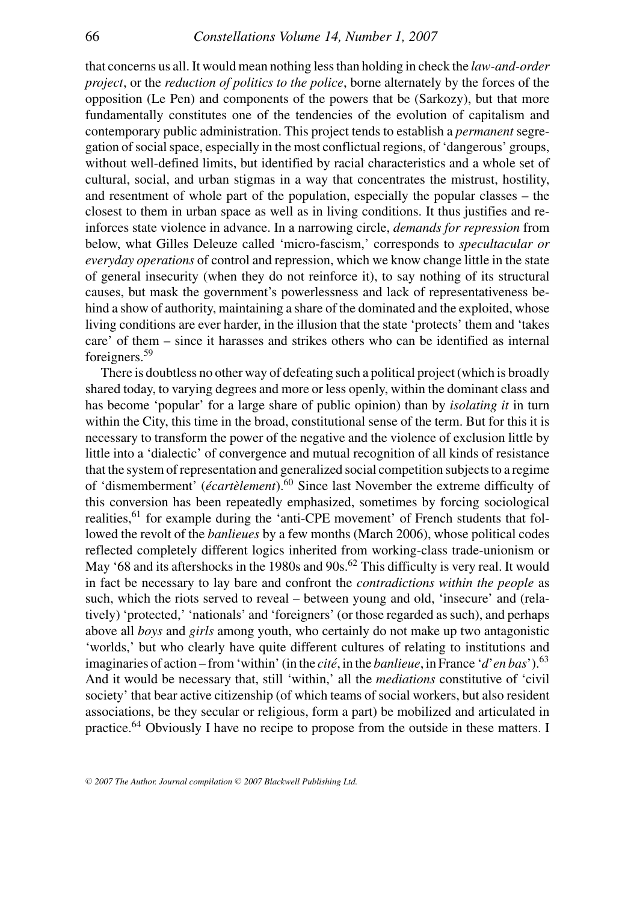that concerns us all. It would mean nothing less than holding in check the *law-and-order project*, or the *reduction of politics to the police*, borne alternately by the forces of the opposition (Le Pen) and components of the powers that be (Sarkozy), but that more fundamentally constitutes one of the tendencies of the evolution of capitalism and contemporary public administration. This project tends to establish a *permanent* segregation of social space, especially in the most conflictual regions, of 'dangerous' groups, without well-defined limits, but identified by racial characteristics and a whole set of cultural, social, and urban stigmas in a way that concentrates the mistrust, hostility, and resentment of whole part of the population, especially the popular classes – the closest to them in urban space as well as in living conditions. It thus justifies and reinforces state violence in advance. In a narrowing circle, *demands for repression* from below, what Gilles Deleuze called 'micro-fascism,' corresponds to *specultacular or everyday operations* of control and repression, which we know change little in the state of general insecurity (when they do not reinforce it), to say nothing of its structural causes, but mask the government's powerlessness and lack of representativeness behind a show of authority, maintaining a share of the dominated and the exploited, whose living conditions are ever harder, in the illusion that the state 'protects' them and 'takes care' of them – since it harasses and strikes others who can be identified as internal foreigners.[59]

There is doubtless no other way of defeating such a political project (which is broadly shared today, to varying degrees and more or less openly, within the dominant class and has become 'popular' for a large share of public opinion) than by *isolating it* in turn within the City, this time in the broad, constitutional sense of the term. But for this it is necessary to transform the power of the negative and the violence of exclusion little by little into a 'dialectic' of convergence and mutual recognition of all kinds of resistance that the system of representation and generalized social competition subjects to a regime of 'dismemberment' (*écartèlement*).[60] Since last November the extreme difficulty of this conversion has been repeatedly emphasized, sometimes by forcing sociological realities,[61] for example during the 'anti-CPE movement' of French students that followed the revolt of the *banlieues* by a few months (March 2006), whose political codes reflected completely different logics inherited from working-class trade-unionism or May '68 and its aftershocks in the 1980s and 90s.[62] This difficulty is very real. It would in fact be necessary to lay bare and confront the *contradictions within the people* as such, which the riots served to reveal – between young and old, 'insecure' and (relatively) 'protected,' 'nationals' and 'foreigners' (or those regarded as such), and perhaps above all *boys* and *girls* among youth, who certainly do not make up two antagonistic 'worlds,' but who clearly have quite different cultures of relating to institutions and imaginaries of action – from 'within' (in the *cité*, in the *banlieue*, in France '*d' en bas*').[63] And it would be necessary that, still 'within,' all the *mediations* constitutive of 'civil society' that bear active citizenship (of which teams of social workers, but also resident associations, be they secular or religious, form a part) be mobilized and articulated in practice.[64] Obviously I have no recipe to propose from the outside in these matters. I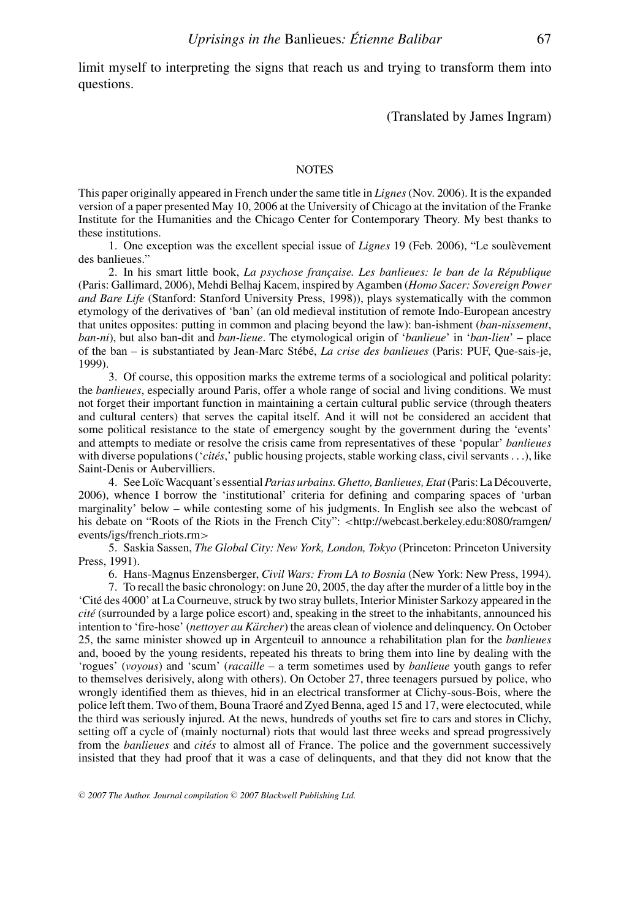limit myself to interpreting the signs that reach us and trying to transform them into questions.

(Translated by James Ingram)

## NOTES

This paper originally appeared in French under the same title in *Lignes* (Nov. 2006). It is the expanded version of a paper presented May 10, 2006 at the University of Chicago at the invitation of the Franke Institute for the Humanities and the Chicago Center for Contemporary Theory. My best thanks to these institutions.

1. One exception was the excellent special issue of *Lignes* 19 (Feb. 2006), "Le soulèvement des banlieues."

2. In his smart little book, *La psychose française. Les banlieues: le ban de la République* (Paris: Gallimard, 2006), Mehdi Belhaj Kacem, inspired by Agamben (*Homo Sacer: Sovereign Power and Bare Life* (Stanford: Stanford University Press, 1998)), plays systematically with the common etymology of the derivatives of 'ban' (an old medieval institution of remote Indo-European ancestry that unites opposites: putting in common and placing beyond the law): ban-ishment (*ban-nissement*, *ban-ni*), but also ban-dit and *ban-lieue*. The etymological origin of '*banlieue*' in '*ban-lieu*' – place of the ban – is substantiated by Jean-Marc Stébé, *La crise des banlieues* (Paris: PUF, Que-sais-je, 1999).

3. Of course, this opposition marks the extreme terms of a sociological and political polarity: the *banlieues*, especially around Paris, offer a whole range of social and living conditions. We must not forget their important function in maintaining a certain cultural public service (through theaters and cultural centers) that serves the capital itself. And it will not be considered an accident that some political resistance to the state of emergency sought by the government during the 'events' and attempts to mediate or resolve the crisis came from representatives of these 'popular' *banlieues* with diverse populations ('*cités*,' public housing projects, stable working class, civil servants . . .), like Saint-Denis or Aubervilliers.

4. See Loïc Wacquant's essential *Parias urbains. Ghetto, Banlieues, Etat* (Paris: La Découverte, 2006), whence I borrow the 'institutional' criteria for defining and comparing spaces of 'urban marginality' below – while contesting some of his judgments. In English see also the webcast of his debate on "Roots of the Riots in the French City": <http://webcast.berkeley.edu:8080/ramgen/events/igs/french_riots.rm>

5. Saskia Sassen, *The Global City: New York, London, Tokyo* (Princeton: Princeton University Press, 1991).

6. Hans-Magnus Enzensberger, *Civil Wars: From LA to Bosnia* (New York: New Press, 1994).

7. To recall the basic chronology: on June 20, 2005, the day after the murder of a little boy in the 'Cité des 4000' at La Courneuve, struck by two stray bullets, Interior Minister Sarkozy appeared in the *cité* (surrounded by a large police escort) and, speaking in the street to the inhabitants, announced his intention to 'fire-hose' (*nettoyer au Kärcher*) the areas clean of violence and delinquency. On October 25, the same minister showed up in Argenteuil to announce a rehabilitation plan for the *banlieues* and, booed by the young residents, repeated his threats to bring them into line by dealing with the 'rogues' (*voyous*) and 'scum' (*racaille* – a term sometimes used by *banlieue* youth gangs to refer to themselves derisively, along with others). On October 27, three teenagers pursued by police, who wrongly identified them as thieves, hid in an electrical transformer at Clichy-sous-Bois, where the police left them. Two of them, Bouna Traoré and Zyed Benna, aged 15 and 17, were electocuted, while the third was seriously injured. At the news, hundreds of youths set fire to cars and stores in Clichy, setting off a cycle of (mainly nocturnal) riots that would last three weeks and spread progressively from the *banlieues* and *cités* to almost all of France. The police and the government successively insisted that they had proof that it was a case of delinquents, and that they did not know that the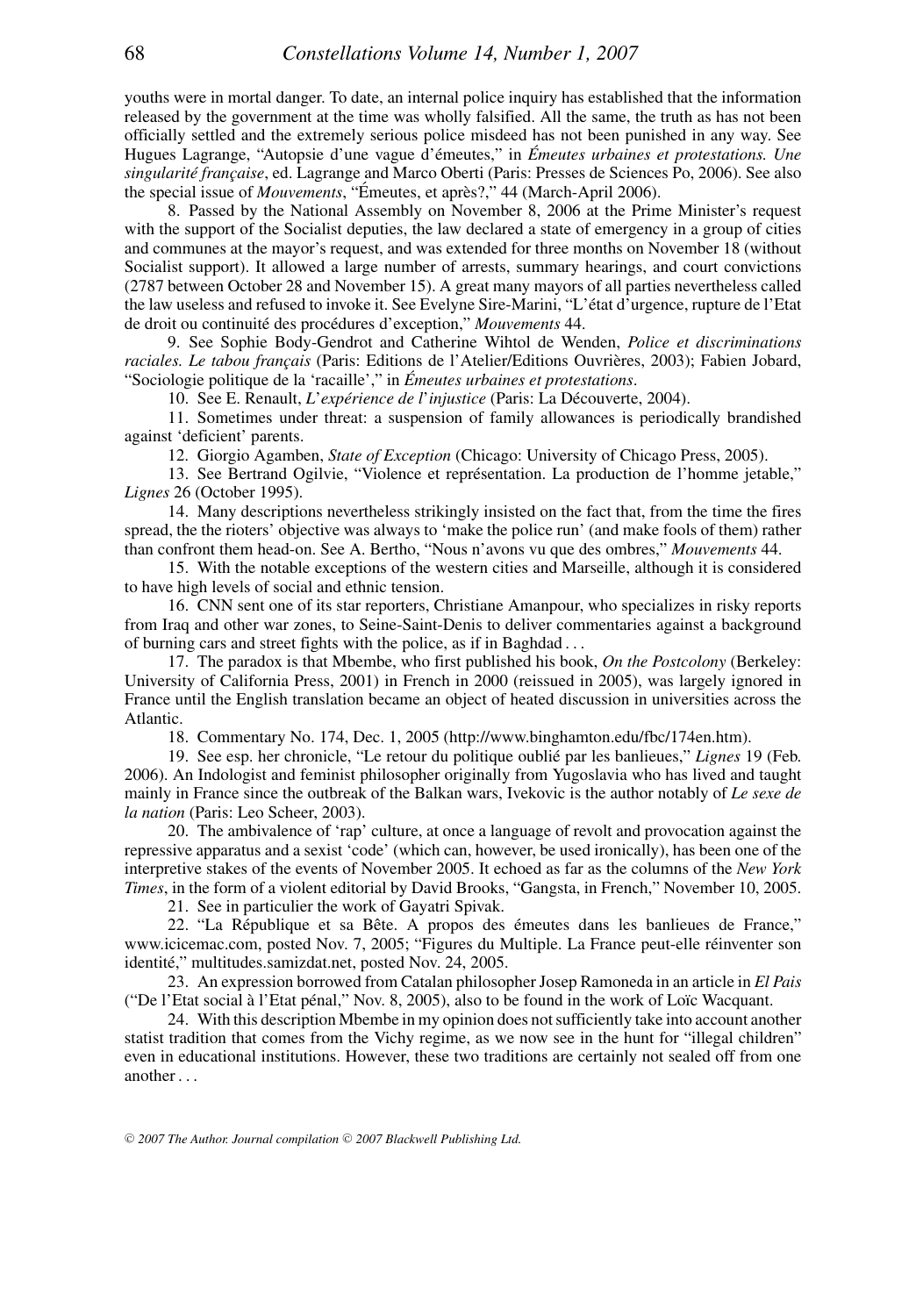youths were in mortal danger. To date, an internal police inquiry has established that the information released by the government at the time was wholly falsified. All the same, the truth as has not been officially settled and the extremely serious police misdeed has not been punished in any way. See Hugues Lagrange, "Autopsie d'une vague d'émeutes," in *Émeutes urbaines et protestations. Une singularité française*, ed. Lagrange and Marco Oberti (Paris: Presses de Sciences Po, 2006). See also the special issue of *Mouvements*, "Émeutes, et après?," 44 (March-April 2006).

8. Passed by the National Assembly on November 8, 2006 at the Prime Minister's request with the support of the Socialist deputies, the law declared a state of emergency in a group of cities and communes at the mayor's request, and was extended for three months on November 18 (without Socialist support). It allowed a large number of arrests, summary hearings, and court convictions (2787 between October 28 and November 15). A great many mayors of all parties nevertheless called the law useless and refused to invoke it. See Evelyne Sire-Marini, "L'état d'urgence, rupture de l'Etat de droit ou continuité des procédures d'exception," *Mouvements* 44.

9. See Sophie Body-Gendrot and Catherine Wihtol de Wenden, *Police et discriminations raciales. Le tabou français* (Paris: Editions de l'Atelier/Editions Ouvrières, 2003); Fabien Jobard, "Sociologie politique de la 'racaille'," in *Émeutes urbaines et protestations*.

10. See E. Renault, *L'expérience de l'injustice* (Paris: La Découverte, 2004).

11. Sometimes under threat: a suspension of family allowances is periodically brandished against 'deficient' parents.

12. Giorgio Agamben, *State of Exception* (Chicago: University of Chicago Press, 2005).

13. See Bertrand Ogilvie, "Violence et représentation. La production de l'homme jetable," *Lignes* 26 (October 1995).

14. Many descriptions nevertheless strikingly insisted on the fact that, from the time the fires spread, the the rioters' objective was always to 'make the police run' (and make fools of them) rather than confront them head-on. See A. Bertho, "Nous n'avons vu que des ombres," *Mouvements* 44.

15. With the notable exceptions of the western cities and Marseille, although it is considered to have high levels of social and ethnic tension.

16. CNN sent one of its star reporters, Christiane Amanpour, who specializes in risky reports from Iraq and other war zones, to Seine-Saint-Denis to deliver commentaries against a background of burning cars and street fights with the police, as if in Baghdad . . .

17. The paradox is that Mbembe, who first published his book, *On the Postcolony* (Berkeley: University of California Press, 2001) in French in 2000 (reissued in 2005), was largely ignored in France until the English translation became an object of heated discussion in universities across the Atlantic.

18. Commentary No. 174, Dec. 1, 2005 (http://www.binghamton.edu/fbc/174en.htm).

19. See esp. her chronicle, "Le retour du politique oublié par les banlieues," *Lignes* 19 (Feb. 2006). An Indologist and feminist philosopher originally from Yugoslavia who has lived and taught mainly in France since the outbreak of the Balkan wars, Ivekovic is the author notably of *Le sexe de la nation* (Paris: Leo Scheer, 2003).

20. The ambivalence of 'rap' culture, at once a language of revolt and provocation against the repressive apparatus and a sexist 'code' (which can, however, be used ironically), has been one of the interpretive stakes of the events of November 2005. It echoed as far as the columns of the *New York Times*, in the form of a violent editorial by David Brooks, "Gangsta, in French," November 10, 2005.

21. See in particulier the work of Gayatri Spivak.

22. "La République et sa Bête. A propos des émeutes dans les banlieues de France," www.icicemac.com, posted Nov. 7, 2005; "Figures du Multiple. La France peut-elle réinventer son identité," multitudes.samizdat.net, posted Nov. 24, 2005.

23. An expression borrowed from Catalan philosopher Josep Ramoneda in an article in *El Pais* ("De l'Etat social à l'Etat pénal," Nov. 8, 2005), also to be found in the work of Loïc Wacquant.

24. With this description Mbembe in my opinion does not sufficiently take into account another statist tradition that comes from the Vichy regime, as we now see in the hunt for "illegal children" even in educational institutions. However, these two traditions are certainly not sealed off from one another . . .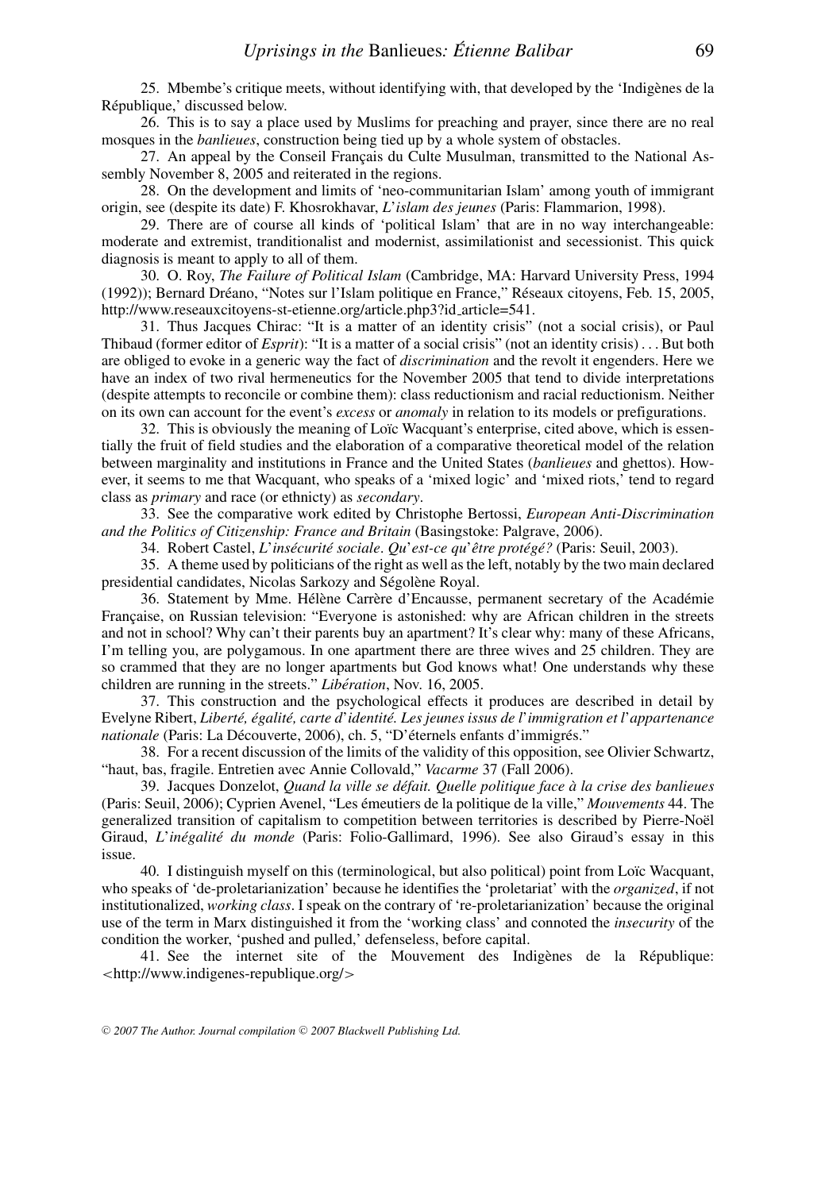25. Mbembe's critique meets, without identifying with, that developed by the 'Indigènes de la République,' discussed below.

26. This is to say a place used by Muslims for preaching and prayer, since there are no real mosques in the *banlieues*, construction being tied up by a whole system of obstacles.

27. An appeal by the Conseil Français du Culte Musulman, transmitted to the National Assembly November 8, 2005 and reiterated in the regions.

28. On the development and limits of 'neo-communitarian Islam' among youth of immigrant origin, see (despite its date) F. Khosrokhavar, *L'islam des jeunes* (Paris: Flammarion, 1998).

29. There are of course all kinds of 'political Islam' that are in no way interchangeable: moderate and extremist, tranditionalist and modernist, assimilationist and secessionist. This quick diagnosis is meant to apply to all of them.

30. O. Roy, *The Failure of Political Islam* (Cambridge, MA: Harvard University Press, 1994 (1992)); Bernard Dréano, "Notes sur l'Islam politique en France," Réseaux citoyens, Feb. 15, 2005, http://www.reseauxcitoyens-st-etienne.org/article.php3?id_article=541.

31. Thus Jacques Chirac: "It is a matter of an identity crisis" (not a social crisis), or Paul Thibaud (former editor of *Esprit*): "It is a matter of a social crisis" (not an identity crisis) ... But both are obliged to evoke in a generic way the fact of *discrimination* and the revolt it engenders. Here we have an index of two rival hermeneutics for the November 2005 that tend to divide interpretations (despite attempts to reconcile or combine them): class reductionism and racial reductionism. Neither on its own can account for the event's *excess* or *anomaly* in relation to its models or prefigurations.

32. This is obviously the meaning of Loïc Wacquant's enterprise, cited above, which is essentially the fruit of field studies and the elaboration of a comparative theoretical model of the relation between marginality and institutions in France and the United States (*banlieues* and ghettos). However, it seems to me that Wacquant, who speaks of a 'mixed logic' and 'mixed riots,' tend to regard class as *primary* and race (or ethnicty) as *secondary*.

33. See the comparative work edited by Christophe Bertossi, *European Anti-Discrimination and the Politics of Citizenship: France and Britain* (Basingstoke: Palgrave, 2006).

34. Robert Castel, *L'insécurité sociale. Qu'est-ce qu'être protégé?* (Paris: Seuil, 2003).

35. A theme used by politicians of the right as well as the left, notably by the two main declared presidential candidates, Nicolas Sarkozy and Ségolène Royal.

36. Statement by Mme. Hélène Carrère d'Encausse, permanent secretary of the Académie Française, on Russian television: "Everyone is astonished: why are African children in the streets and not in school? Why can't their parents buy an apartment? It's clear why: many of these Africans, I'm telling you, are polygamous. In one apartment there are three wives and 25 children. They are so crammed that they are no longer apartments but God knows what! One understands why these children are running in the streets." *Libération*, Nov. 16, 2005.

37. This construction and the psychological effects it produces are described in detail by Evelyne Ribert, *Liberté, égalité, carte d'identité. Les jeunes issus de l'immigration et l'appartenance nationale* (Paris: La Découverte, 2006), ch. 5, "D'éternels enfants d'immigrés."

38. For a recent discussion of the limits of the validity of this opposition, see Olivier Schwartz, "haut, bas, fragile. Entretien avec Annie Collovald," *Vacarme* 37 (Fall 2006).

39. Jacques Donzelot, *Quand la ville se défait. Quelle politique face à la crise des banlieues* (Paris: Seuil, 2006); Cyprien Avenel, "Les émeutiers de la politique de la ville," *Mouvements* 44. The generalized transition of capitalism to competition between territories is described by Pierre-Noël Giraud, *L'inégalité du monde* (Paris: Folio-Gallimard, 1996). See also Giraud's essay in this issue.

40. I distinguish myself on this (terminological, but also political) point from Loïc Wacquant, who speaks of 'de-proletarianization' because he identifies the 'proletariat' with the *organized*, if not institutionalized, *working class*. I speak on the contrary of 're-proletarianization' because the original use of the term in Marx distinguished it from the 'working class' and connoted the *insecurity* of the condition the worker, 'pushed and pulled,' defenseless, before capital.

41. See the internet site of the Mouvement des Indigènes de la République: <http://www.indigenes-republique.org/>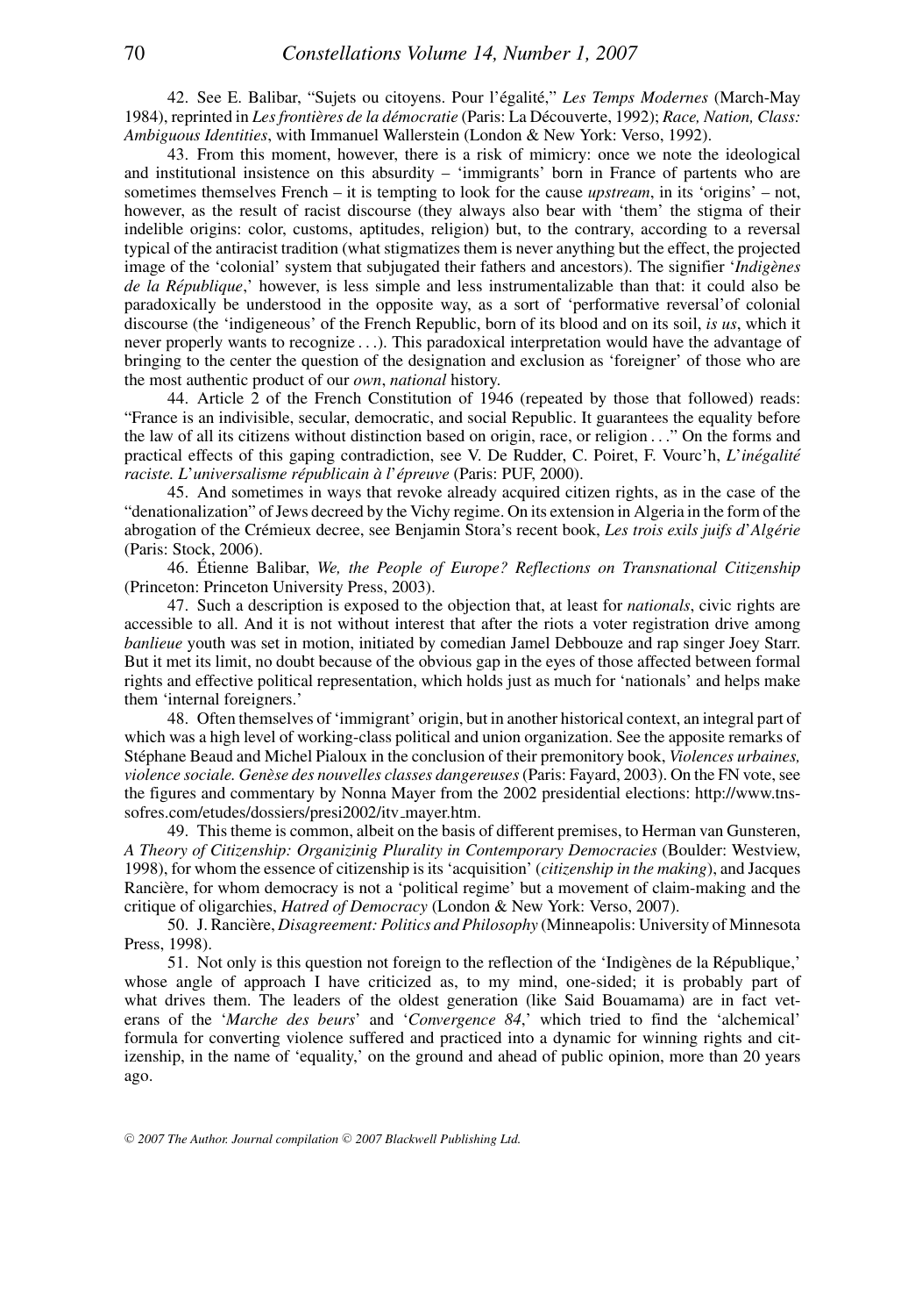42. See E. Balibar, "Sujets ou citoyens. Pour l'égalité," *Les Temps Modernes* (March-May 1984), reprinted in *Les frontières de la démocratie* (Paris: La Découverte, 1992); *Race, Nation, Class: Ambiguous Identities*, with Immanuel Wallerstein (London & New York: Verso, 1992).

43. From this moment, however, there is a risk of mimicry: once we note the ideological and institutional insistence on this absurdity – 'immigrants' born in France of partents who are sometimes themselves French – it is tempting to look for the cause *upstream*, in its 'origins' – not, however, as the result of racist discourse (they always also bear with 'them' the stigma of their indelible origins: color, customs, aptitudes, religion) but, to the contrary, according to a reversal typical of the antiracist tradition (what stigmatizes them is never anything but the effect, the projected image of the 'colonial' system that subjugated their fathers and ancestors). The signifier '*Indigènes de la République*,' however, is less simple and less instrumentalizable than that: it could also be paradoxically be understood in the opposite way, as a sort of 'performative reversal'of colonial discourse (the 'indigeneous' of the French Republic, born of its blood and on its soil, *is us*, which it never properly wants to recognize . . .). This paradoxical interpretation would have the advantage of bringing to the center the question of the designation and exclusion as 'foreigner' of those who are the most authentic product of our *own*, *national* history.

44. Article 2 of the French Constitution of 1946 (repeated by those that followed) reads: "France is an indivisible, secular, democratic, and social Republic. It guarantees the equality before the law of all its citizens without distinction based on origin, race, or religion . . ." On the forms and practical effects of this gaping contradiction, see V. De Rudder, C. Poiret, F. Vourc'h, *L'inégalité raciste. L'universalisme républicain à l'épreuve* (Paris: PUF, 2000).

45. And sometimes in ways that revoke already acquired citizen rights, as in the case of the "denationalization" of Jews decreed by the Vichy regime. On its extension in Algeria in the form of the abrogation of the Crémieux decree, see Benjamin Stora's recent book, *Les trois exils juifs d'Algérie* (Paris: Stock, 2006).

46. Étienne Balibar, *We, the People of Europe? Reflections on Transnational Citizenship* (Princeton: Princeton University Press, 2003).

47. Such a description is exposed to the objection that, at least for *nationals*, civic rights are accessible to all. And it is not without interest that after the riots a voter registration drive among *banlieue* youth was set in motion, initiated by comedian Jamel Debbouze and rap singer Joey Starr. But it met its limit, no doubt because of the obvious gap in the eyes of those affected between formal rights and effective political representation, which holds just as much for 'nationals' and helps make them 'internal foreigners.'

48. Often themselves of 'immigrant' origin, but in another historical context, an integral part of which was a high level of working-class political and union organization. See the apposite remarks of Stéphane Beaud and Michel Pialoux in the conclusion of their premonitory book, *Violences urbaines, violence sociale. Genèse des nouvelles classes dangereuses* (Paris: Fayard, 2003). On the FN vote, see the figures and commentary by Nonna Mayer from the 2002 presidential elections: http://www.tns-sofres.com/etudes/dossiers/presi2002/itv_mayer.htm.

49. This theme is common, albeit on the basis of different premises, to Herman van Gunsteren, *A Theory of Citizenship: Organizinig Plurality in Contemporary Democracies* (Boulder: Westview, 1998), for whom the essence of citizenship is its 'acquisition' (*citizenship in the making*), and Jacques Rancière, for whom democracy is not a 'political regime' but a movement of claim-making and the critique of oligarchies, *Hatred of Democracy* (London & New York: Verso, 2007).

50. J. Rancière, *Disagreement: Politics and Philosophy* (Minneapolis: University of Minnesota Press, 1998).

51. Not only is this question not foreign to the reflection of the 'Indigènes de la République,' whose angle of approach I have criticized as, to my mind, one-sided; it is probably part of what drives them. The leaders of the oldest generation (like Said Bouamama) are in fact veterans of the '*Marche des beurs*' and '*Convergence 84*,' which tried to find the 'alchemical' formula for converting violence suffered and practiced into a dynamic for winning rights and citizenship, in the name of 'equality,' on the ground and ahead of public opinion, more than 20 years ago.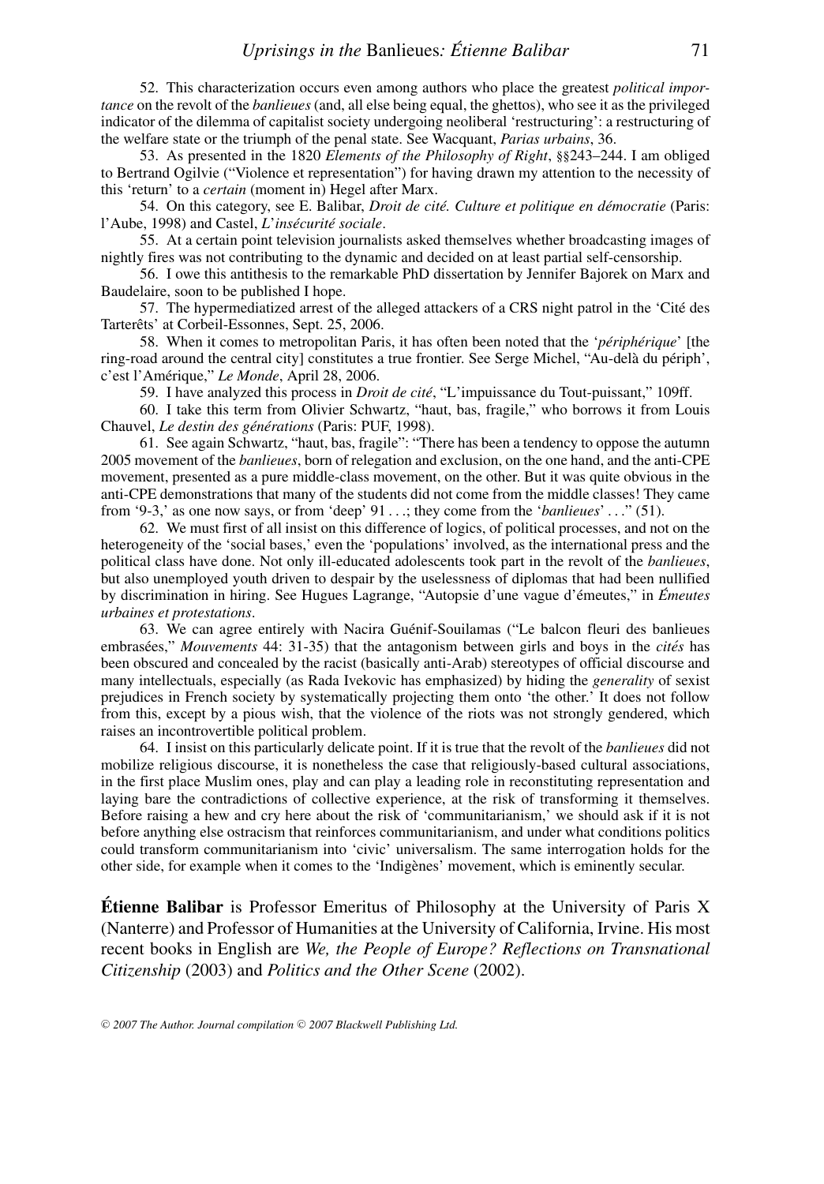52. This characterization occurs even among authors who place the greatest *political importance* on the revolt of the *banlieues* (and, all else being equal, the ghettos), who see it as the privileged indicator of the dilemma of capitalist society undergoing neoliberal 'restructuring': a restructuring of the welfare state or the triumph of the penal state. See Wacquant, *Parias urbains*, 36.

53. As presented in the 1820 *Elements of the Philosophy of Right*, §§243–244. I am obliged to Bertrand Ogilvie ("Violence et representation") for having drawn my attention to the necessity of this 'return' to a *certain* (moment in) Hegel after Marx.

54. On this category, see E. Balibar, *Droit de cité. Culture et politique en démocratie* (Paris: l'Aube, 1998) and Castel, *L'insécurité sociale*.

55. At a certain point television journalists asked themselves whether broadcasting images of nightly fires was not contributing to the dynamic and decided on at least partial self-censorship.

56. I owe this antithesis to the remarkable PhD dissertation by Jennifer Bajorek on Marx and Baudelaire, soon to be published I hope.

57. The hypermediatized arrest of the alleged attackers of a CRS night patrol in the 'Cité des Tarterêts' at Corbeil-Essonnes, Sept. 25, 2006.

58. When it comes to metropolitan Paris, it has often been noted that the '*périphérique*' [the ring-road around the central city] constitutes a true frontier. See Serge Michel, "Au-delà du périph', c'est l'Amérique," *Le Monde*, April 28, 2006.

59. I have analyzed this process in *Droit de cité*, "L'impuissance du Tout-puissant," 109ff.

60. I take this term from Olivier Schwartz, "haut, bas, fragile," who borrows it from Louis Chauvel, *Le destin des générations* (Paris: PUF, 1998).

61. See again Schwartz, "haut, bas, fragile": "There has been a tendency to oppose the autumn 2005 movement of the *banlieues*, born of relegation and exclusion, on the one hand, and the anti-CPE movement, presented as a pure middle-class movement, on the other. But it was quite obvious in the anti-CPE demonstrations that many of the students did not come from the middle classes! They came from '9-3,' as one now says, or from 'deep' 91 . . .; they come from the '*banlieues*' . . ." (51).

62. We must first of all insist on this difference of logics, of political processes, and not on the heterogeneity of the 'social bases,' even the 'populations' involved, as the international press and the political class have done. Not only ill-educated adolescents took part in the revolt of the *banlieues*, but also unemployed youth driven to despair by the uselessness of diplomas that had been nullified by discrimination in hiring. See Hugues Lagrange, "Autopsie d'une vague d'émeutes," in *Émeutes urbaines et protestations*.

63. We can agree entirely with Nacira Guénif-Souilamas ("Le balcon fleuri des banlieues embrasées," *Mouvements* 44: 31-35) that the antagonism between girls and boys in the *cités* has been obscured and concealed by the racist (basically anti-Arab) stereotypes of official discourse and many intellectuals, especially (as Rada Ivekovic has emphasized) by hiding the *generality* of sexist prejudices in French society by systematically projecting them onto 'the other.' It does not follow from this, except by a pious wish, that the violence of the riots was not strongly gendered, which raises an incontrovertible political problem.

64. I insist on this particularly delicate point. If it is true that the revolt of the *banlieues* did not mobilize religious discourse, it is nonetheless the case that religiously-based cultural associations, in the first place Muslim ones, play and can play a leading role in reconstituting representation and laying bare the contradictions of collective experience, at the risk of transforming it themselves. Before raising a hew and cry here about the risk of 'communitarianism,' we should ask if it is not before anything else ostracism that reinforces communitarianism, and under what conditions politics could transform communitarianism into 'civic' universalism. The same interrogation holds for the other side, for example when it comes to the 'Indigènes' movement, which is eminently secular.

**Étienne Balibar** is Professor Emeritus of Philosophy at the University of Paris X (Nanterre) and Professor of Humanities at the University of California, Irvine. His most recent books in English are *We, the People of Europe? Reflections on Transnational Citizenship* (2003) and *Politics and the Other Scene* (2002).